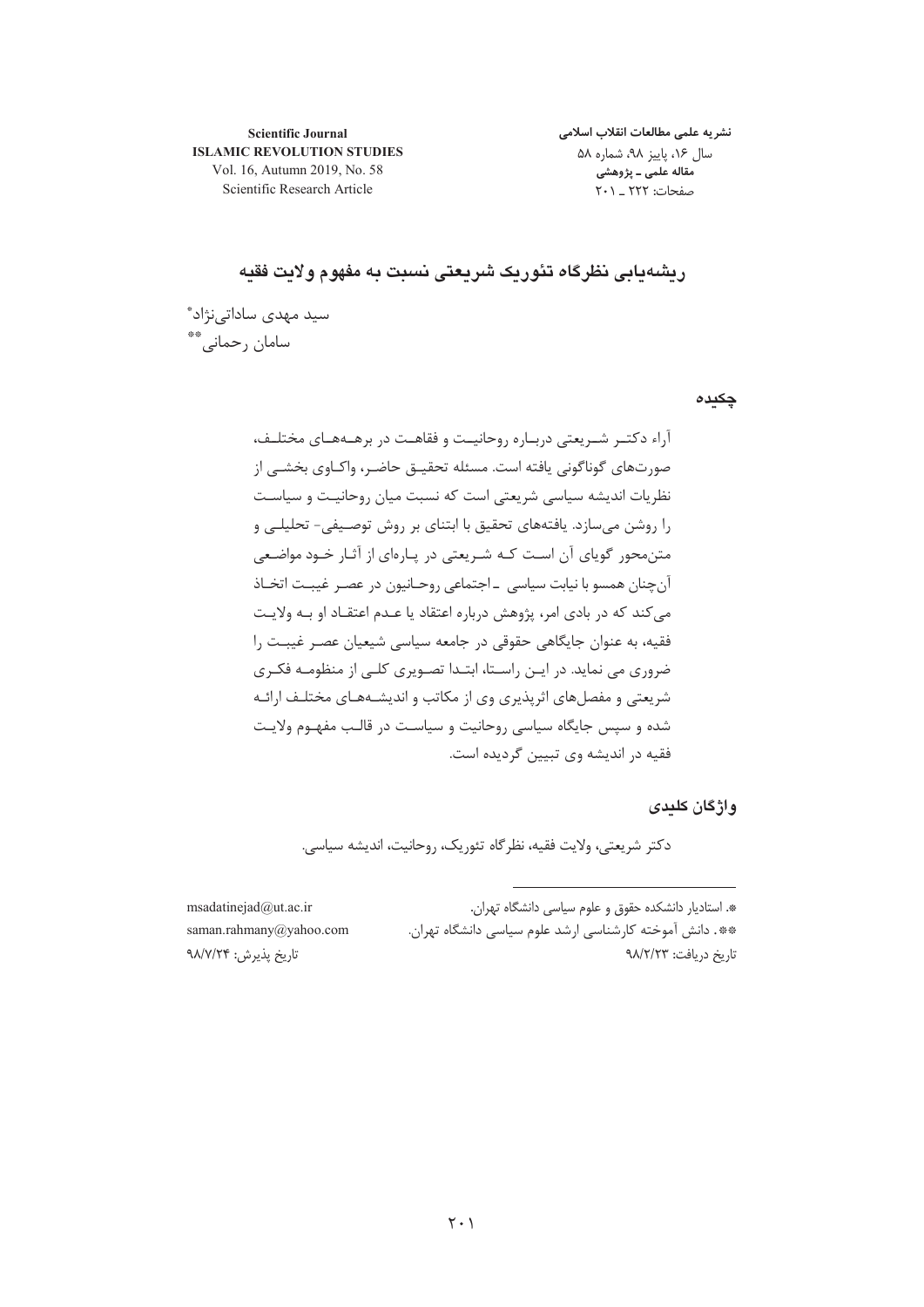**Scientific Journal**
**ISLAMIC REVOLUTION STUDIES**
Vol. 16, Autumn 2019, No. 58
Scientific Research Article

**نشریه علمی مطالعات انقلاب اسلامی**
سال ۱۶، پاییز ۹۸، شماره ۵۸
**مقاله علمی ـ پژوهشی**
صفحات: ۲۲۲ ـ ۲۰۱

# ریشه‌یابی نظرگاه تئوریک شریعتی نسبت به مفهوم ولایت فقیه

سید مهدی ساداتی‌نژاد*
سامان رحمانی**

## چکیده

آراء دکتر شریعتی درباره روحانیت و فقاهت در برهه‌های مختلف، صورت‌های گوناگونی یافته است. مسئله تحقیق حاضر، واکاوی بخشی از نظریات اندیشه سیاسی شریعتی است که نسبت میان روحانیت و سیاست را روشن می‌سازد. یافته‌های تحقیق با ابتنای بر روش توصیفی- تحلیلی و متن‌محور گویای آن است که شریعتی در پاره‌ای از آثار خود مواضعی آن‌چنان همسو با نیابت سیاسی ـ اجتماعی روحانیون در عصر غیبت اتخاذ می‌کند که در بادی امر، پژوهش درباره اعتقاد یا عدم اعتقاد او به ولایت فقیه، به عنوان جایگاهی حقوقی در جامعه سیاسی شیعیان عصر غیبت را ضروری می نماید. در این راستا، ابتدا تصویری کلی از منظومه فکری شریعتی و مفصل‌های اثرپذیری وی از مکاتب و اندیشه‌های مختلف ارائه شده و سپس جایگاه سیاسی روحانیت و سیاست در قالب مفهوم ولایت فقیه در اندیشه وی تبیین گردیده است.

## واژگان کلیدی

دکتر شریعتی، ولایت فقیه، نظرگاه تئوریک، روحانیت، اندیشه سیاسی.

---

*. استادیار دانشکده حقوق و علوم سیاسی دانشگاه تهران. msadatinejad@ut.ac.ir

**. دانش آموخته کارشناسی ارشد علوم سیاسی دانشگاه تهران. saman.rahmany@yahoo.com

تاریخ دریافت: ۹۸/۲/۲۳ تاریخ پذیرش: ۹۸/۷/۲۴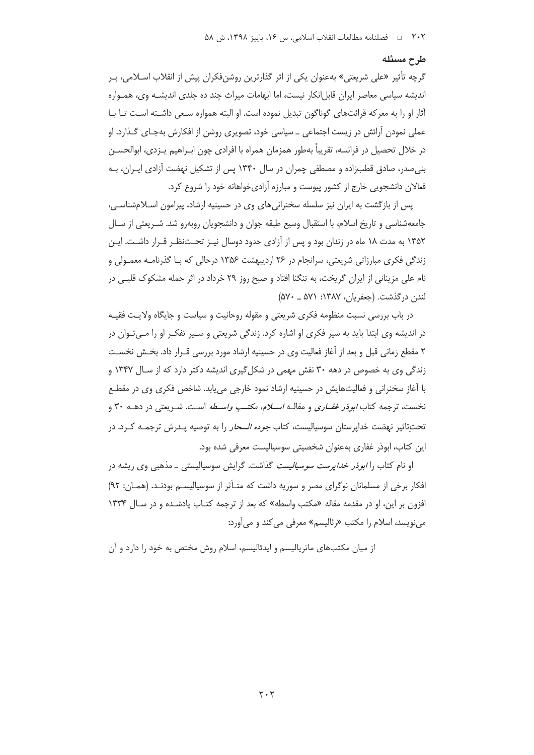## طرح مسئله

گرچه تأثیر «علی شریعتی» به‌عنوان یکی از اثر گذارترین روشن‌فکران پیش از انقلاب اسلامی، بر اندیشه سیاسی معاصر ایران قابل‌انکار نیست، اما ابهامات میراث چند ده جلدی اندیشه وی، همواره آثار او را به معرکه قرائت‌های گوناگون تبدیل نموده است. او البته همواره سعی داشته است تا با عملی نمودن آرائش در زیست اجتماعی ـ سیاسی خود، تصویری روشن از افکارش به‌جای گذارد. او در خلال تحصیل در فرانسه، تقریباً به‌طور همزمان همراه با افرادی چون ابراهیم یزدی، ابوالحسن بنی‌صدر، صادق قطب‌زاده و مصطفی چمران در سال ۱۳۴۰ پس از تشکیل نهضت آزادی ایران، به فعالان دانشجویی خارج از کشور پیوست و مبارزه آزادی‌خواهانه خود را شروع کرد.

پس از بازگشت به ایران نیز سلسله سخنرانی‌های وی در حسینیه ارشاد، پیرامون اسلام‌شناسی، جامعه‌شناسی و تاریخ اسلام، با استقبال وسیع طبقه جوان و دانشجویان روبه‌رو شد. شریعتی از سال ۱۳۵۲ به مدت ۱۸ ماه در زندان بود و پس از آزادی حدود دوسال نیز تحت‌نظر قرار داشت. این زندگی فکری مبارزاتی شریعتی، سرانجام در ۲۶ اردیبهشت ۱۳۵۶ درحالی که با گذرنامه معمولی و نام علی مزینانی از ایران گریخت، به تنگنا افتاد و صبح روز ۲۹ خرداد در اثر حمله مشکوک قلبی در لندن درگذشت. (جعفریان، ۱۳۸۷: ۵۷۱ ـ ۵۷۰)

در باب بررسی نسبت منظومه فکری شریعتی و مقوله روحانیت و سیاست و جایگاه ولایت فقیه در اندیشه وی ابتدا باید به سیر فکری او اشاره کرد. زندگی شریعتی و سیر تفکر او را می‌توان در ۲ مقطع زمانی قبل و بعد از آغاز فعالیت وی در حسینیه ارشاد مورد بررسی قرار داد. بخش نخست زندگی وی به خصوص در دهه ۳۰ نقش مهمی در شکل‌گیری اندیشه دکتر دارد که از سال ۱۳۴۷ و با آغاز سخنرانی و فعالیت‌هایش در حسینیه ارشاد نمود خارجی می‌یابد. شاخص فکری وی در مقطع نخست، ترجمه کتاب *ابوذر غفاری* و مقاله *اسلام، مکتب واسطه* است. شریعتی در دهه ۳۰ و تحت‌تاثیر نهضت خداپرستان سوسیالیست، کتاب *جوده السحار* را به توصیه پدرش ترجمه کرد. در این کتاب، ابوذر غفاری به‌عنوان شخصیتی سوسیالیست معرفی شده بود.

او نام کتاب را *ابوذر خداپرست سوسیالیست* گذاشت. گرایش سوسیالیستی ـ مذهبی وی ریشه در افکار برخی از مسلمانان نوگرای مصر و سوریه داشت که متأثر از سوسیالیسم بودند. (همان: ۹۲) افزون بر این، او در مقدمه مقاله «مکتب واسطه» که بعد از ترجمه کتاب یادشده و در سال ۱۳۳۴ می‌نویسد، اسلام را مکتب «رئالیسم» معرفی می‌کند و می‌آورد:

> از میان مکتب‌های ماتریالیسم و ایدئالیسم، اسلام روش مختص به خود را دارد و آن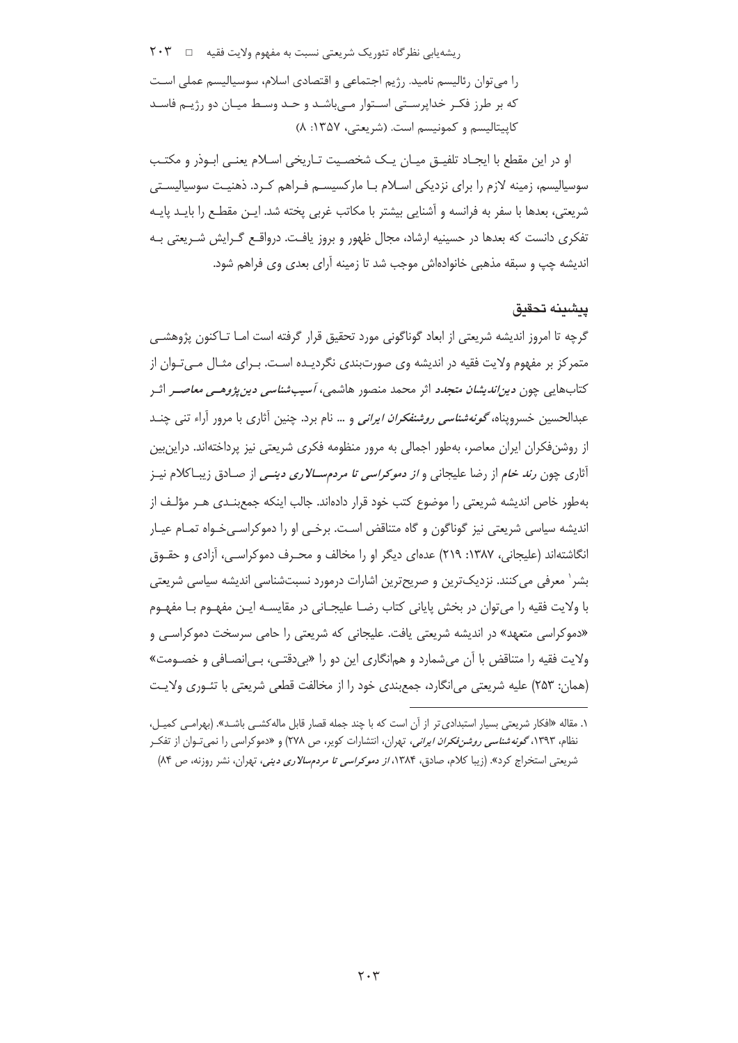را می‌توان رئالیسم نامید. رژیم اجتماعی و اقتصادی اسلام، سوسیالیسم عملی است که بر طرز فکر خداپرستی استوار می‌باشد و حد وسط میان دو رژیم فاسد کاپیتالیسم و کمونیسم است. (شریعتی، ۱۳۵۷: ۸)

او در این مقطع با ایجاد تلفیق میان یک شخصیت تاریخی اسلام یعنی ابوذر و مکتب سوسیالیسم، زمینه لازم را برای نزدیکی اسلام با مارکسیسم فراهم کرد. ذهنیت سوسیالیستی شریعتی، بعدها با سفر به فرانسه و آشنایی بیشتر با مکاتب غربی پخته شد. این مقطع را باید پایه تفکری دانست که بعدها در حسینیه ارشاد، مجال ظهور و بروز یافت. درواقع گرایش شریعتی به اندیشه چپ و سبقه مذهبی خانواده‌اش موجب شد تا زمینه آرای بعدی وی فراهم شود.

## پیشینه تحقیق

گرچه تا امروز اندیشه شریعتی از ابعاد گوناگونی مورد تحقیق قرار گرفته است اما تاکنون پژوهشی متمرکز بر مفهوم ولایت فقیه در اندیشه وی صورت‌بندی نگردیده است. برای مثال می‌توان از کتاب‌هایی چون *دین‌اندیشان متجدد* اثر محمد منصور هاشمی، *آسیب‌شناسی دین‌پژوهی معاصر* اثر عبدالحسین خسروپناه، *گونه‌شناسی روشنفکران ایرانی* و ... نام برد. چنین آثاری با مرور آراء تنی چند از روشن‌فکران ایران معاصر، به‌طور اجمالی به مرور منظومه فکری شریعتی نیز پرداخته‌اند. دراین‌بین آثاری چون *رند خام* از رضا علیجانی و *از دموکراسی تا مردم‌سالاری دینی* از صادق زیباکلام نیز به‌طور خاص اندیشه شریعتی را موضوع کتب خود قرار داده‌اند. جالب اینکه جمع‌بندی هر مؤلف از اندیشه سیاسی شریعتی نیز گوناگون و گاه متناقض است. برخی او را دموکراسی‌خواه تمام عیار انگاشته‌اند (علیجانی، ۱۳۸۷: ۲۱۹) عده‌ای دیگر او را مخالف و محرف دموکراسی، آزادی و حقوق بشر[1] معرفی می‌کنند. نزدیک‌ترین و صریح‌ترین اشارات درمورد نسبت‌شناسی اندیشه سیاسی شریعتی با ولایت فقیه را می‌توان در بخش پایانی کتاب رضا علیجانی در مقایسه این مفهوم با مفهوم «دموکراسی متعهد» در اندیشه شریعتی یافت. علیجانی که شریعتی را حامی سرسخت دموکراسی و ولایت فقیه را متناقض با آن می‌شمارد و همانگاری این دو را «بی‌دقتی، بی‌انصافی و خصومت» (همان: ۲۵۳) علیه شریعتی می‌انگارد، جمع‌بندی خود را از مخالفت قطعی شریعتی با تئوری ولایت

---

۱. مقاله «افکار شریعتی بسیار استبدادی‌تر از آن است که با چند جمله قصار قابل ماله‌کشی باشد». (بهرامی کمیل، نظام، ۱۳۹۳، *گونه‌شناسی روشن‌فکران ایرانی*، تهران، انتشارات کویر، ص ۲۷۸) و «دموکراسی را نمی‌توان از تفکر شریعتی استخراج کرد». (زیبا کلام، صادق، ۱۳۸۴، *از دموکراسی تا مردم‌سالاری دینی*، تهران، نشر روزنه، ص ۸۴)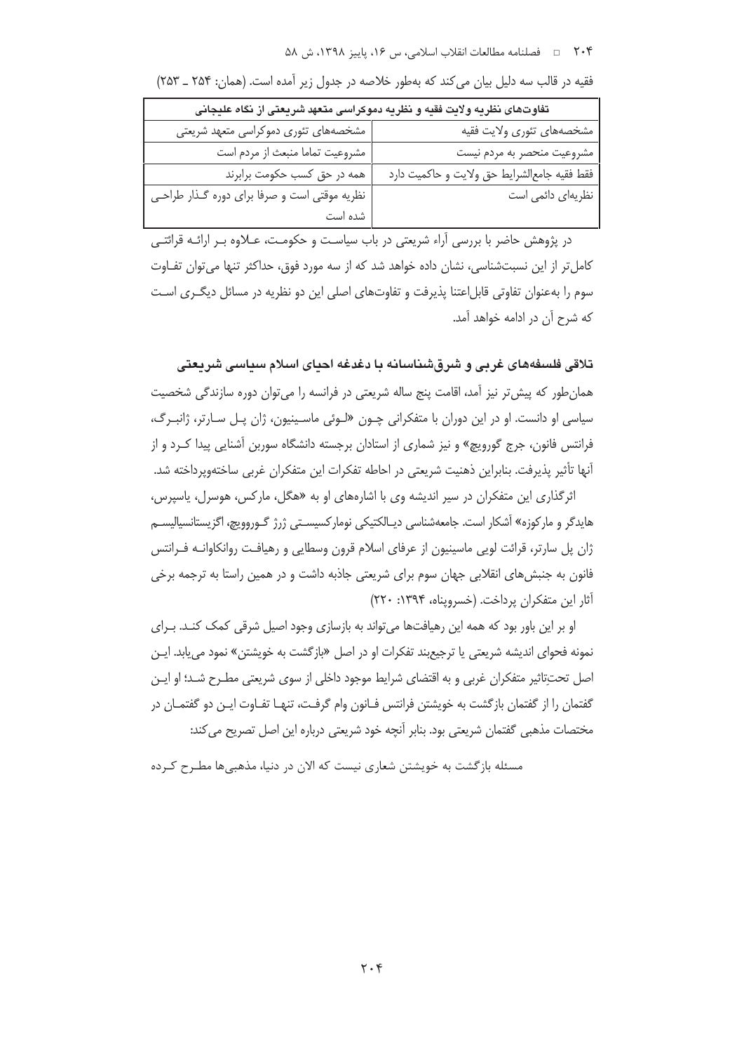فقیه در قالب سه دلیل بیان می‌کند که به‌طور خلاصه در جدول زیر آمده است. (همان: ۲۵۴ ـ ۲۵۳)

| تفاوت‌های نظریه ولایت فقیه و نظریه دموکراسی متعهد شریعتی از نگاه علیجانی | |
|---|---|
| مشخصه‌های تئوری ولایت فقیه | مشخصه‌های تئوری دموکراسی متعهد شریعتی |
| مشروعیت منحصر به مردم نیست | مشروعیت تماما منبعث از مردم است |
| فقط فقیه جامع‌الشرایط حق ولایت و حاکمیت دارد | همه در حق کسب حکومت برابرند |
| نظریه‌ای دائمی است | نظریه موقتی است و صرفا برای دوره گذار طراحی شده است |

در پژوهش حاضر با بررسی آراء شریعتی در باب سیاست و حکومت، علاوه بر ارائه قرائتی کامل‌تر از این نسبت‌شناسی، نشان داده خواهد شد که از سه مورد فوق، حداکثر تنها می‌توان تفاوت سوم را به‌عنوان تفاوتی قابل‌اعتنا پذیرفت و تفاوت‌های اصلی این دو نظریه در مسائل دیگری است که شرح آن در ادامه خواهد آمد.

### تلاقی فلسفه‌های غربی و شرق‌شناسانه با دغدغه احیای اسلام سیاسی شریعتی

همان‌طور که پیش‌تر نیز آمد، اقامت پنج ساله شریعتی در فرانسه را می‌توان دوره سازندگی شخصیت سیاسی او دانست. او در این دوران با متفکرانی چون «لوئی ماسینیون، ژان پل سارتر، ژانبرگ، فرانتس فانون، جرج گورویچ» و نیز شماری از استادان برجسته دانشگاه سوربن آشنایی پیدا کرد و از آنها تأثیر پذیرفت. بنابراین ذهنیت شریعتی در احاطه تفکرات این متفکران غربی ساخته‌وپرداخته شد.

اثرگذاری این متفکران در سیر اندیشه وی با اشاره‌های او به «هگل، مارکس، هوسرل، یاسپرس، هایدگر و مارکوزه» آشکار است. جامعه‌شناسی دیالکتیکی نومارکسیستی ژرژ گورووویچ، اگزیستانسیالیسم ژان پل سارتر، قرائت لویی ماسینیون از عرفای اسلام قرون وسطایی و رهیافت روانکاوانه فرانتس فانون به جنبش‌های انقلابی جهان سوم برای شریعتی جاذبه داشت و در همین راستا به ترجمه برخی آثار این متفکران پرداخت. (خسروپناه، ۱۳۹۴: ۲۲۰)

او بر این باور بود که همه این رهیافت‌ها می‌تواند به بازسازی وجود اصیل شرقی کمک کند. برای نمونه فحوای اندیشه شریعتی یا ترجیع‌بند تفکرات او در اصل «بازگشت به خویشتن» نمود می‌یابد. این اصل تحت‌تاثیر متفکران غربی و به اقتضای شرایط موجود داخلی از سوی شریعتی مطرح شد؛ او این گفتمان را از گفتمان بازگشت به خویشتن فرانتس فانون وام گرفت، تنها تفاوت این دو گفتمان در مختصات مذهبی گفتمان شریعتی بود. بنابر آنچه خود شریعتی درباره این اصل تصریح می‌کند:

> مسئله بازگشت به خویشتن شعاری نیست که الان در دنیا، مذهبی‌ها مطرح کرده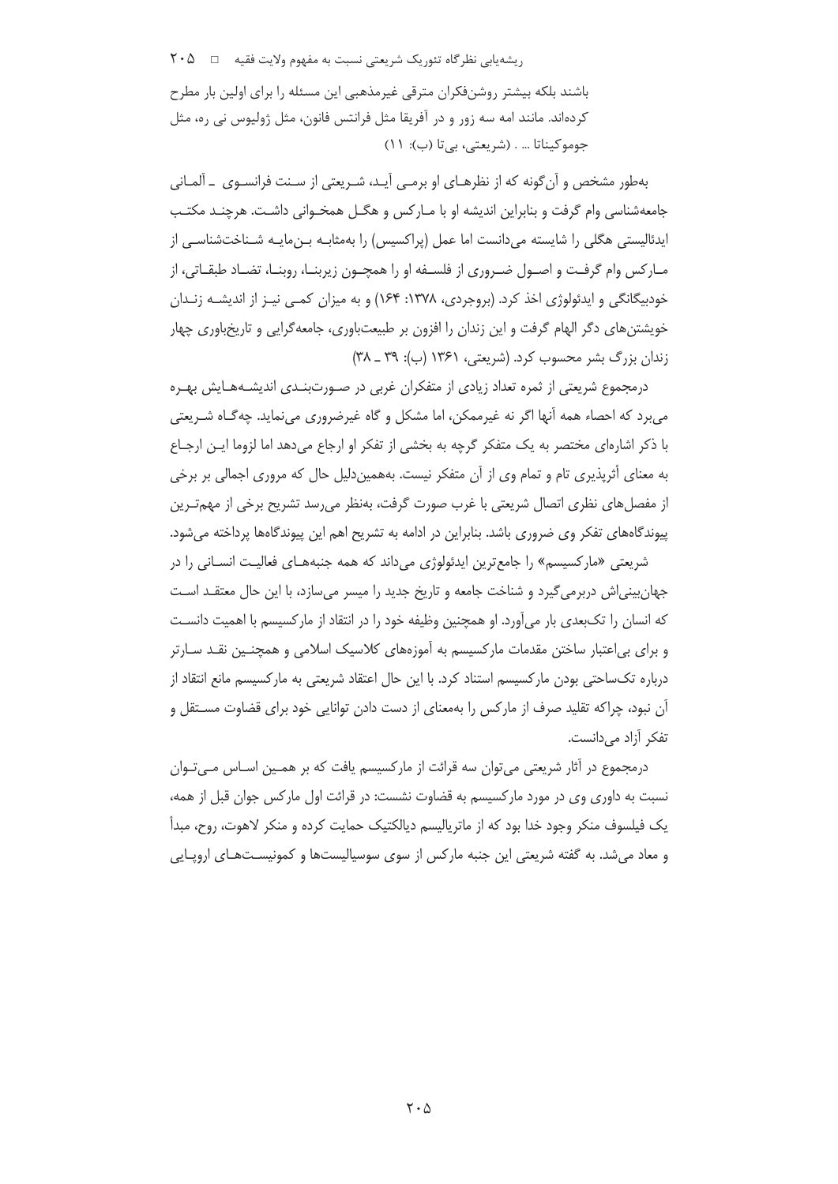باشند بلکه بیشتر روشن‌فکران مترقی غیرمذهبی این مسئله را برای اولین بار مطرح کرده‌اند. مانند امه سه زور و در آفریقا مثل فرانتس فانون، مثل ژولیوس نی ره، مثل جوموکیناتا ... . (شریعتی، بی‌تا (ب): ۱۱)

به‌طور مشخص و آن‌گونه که از نظرهای او برمی آید، شریعتی از سنت فرانسوی ـ آلمانی جامعه‌شناسی وام گرفت و بنابراین اندیشه او با مارکس و هگل همخوانی داشت. هرچند مکتب ایدئالیستی هگلی را شایسته می‌دانست اما عمل (پراکسیس) را به‌مثابه بن‌مایه شناخت‌شناسی از مارکس وام گرفت و اصول ضروری از فلسفه او را همچون زیربنا، روبنا، تضاد طبقاتی، از خودبیگانگی و ایدئولوژی اخذ کرد. (بروجردی، ۱۳۷۸: ۱۶۴) و به میزان کمی نیز از اندیشه زندان خویشتن‌های دگر الهام گرفت و این زندان را افزون بر طبیعت‌باوری، جامعه‌گرایی و تاریخ‌باوری چهار زندان بزرگ بشر محسوب کرد. (شریعتی، ۱۳۶۱ (ب): ۳۹ ـ ۳۸)

درمجموع شریعتی از ثمره تعداد زیادی از متفکران غربی در صورت‌بندی اندیشه‌هایش بهره می‌برد که احصاء همه آنها اگر نه غیرممکن، اما مشکل و گاه غیرضروری می‌نماید. چه‌گاه شریعتی با ذکر اشاره‌ای مختصر به یک متفکر گرچه به بخشی از تفکر او ارجاع می‌دهد اما لزوما این ارجاع به معنای أثرپذیری تام و تمام وی از آن متفکر نیست. به‌همین‌دلیل حال که مروری اجمالی بر برخی از مفصل‌های نظری اتصال شریعتی با غرب صورت گرفت، به‌نظر می‌رسد تشریح برخی از مهم‌ترین پیوندگاه‌های تفکر وی ضروری باشد. بنابراین در ادامه به تشریح اهم این پیوندگاه‌ها پرداخته می‌شود.

شریعتی «مارکسیسم» را جامع‌ترین ایدئولوژی می‌داند که همه جنبه‌های فعالیت انسانی را در جهان‌بینی‌اش دربرمی‌گیرد و شناخت جامعه و تاریخ جدید را میسر می‌سازد، با این حال معتقد است که انسان را تک‌بعدی بار می‌آورد. او همچنین وظیفه خود را در انتقاد از مارکسیسم با اهمیت دانست و برای بی‌اعتبار ساختن مقدمات مارکسیسم به آموزه‌های کلاسیک اسلامی و همچنین نقد سارتر درباره تک‌ساحتی بودن مارکسیسم استناد کرد. با این حال اعتقاد شریعتی به مارکسیسم مانع انتقاد از آن نبود، چراکه تقلید صرف از مارکس را به‌معنای از دست دادن توانایی خود برای قضاوت مستقل و تفکر آزاد می‌دانست.

درمجموع در آثار شریعتی می‌توان سه قرائت از مارکسیسم یافت که بر همین اساس می‌توان نسبت به داوری وی در مورد مارکسیسم به قضاوت نشست: در قرائت اول مارکس جوان قبل از همه، یک فیلسوف منکر وجود خدا بود که از ماتریالیسم دیالکتیک حمایت کرده و منکر لاهوت، روح، مبدأ و معاد می‌شد. به گفته شریعتی این جنبه مارکس از سوی سوسیالیست‌ها و کمونیست‌های اروپایی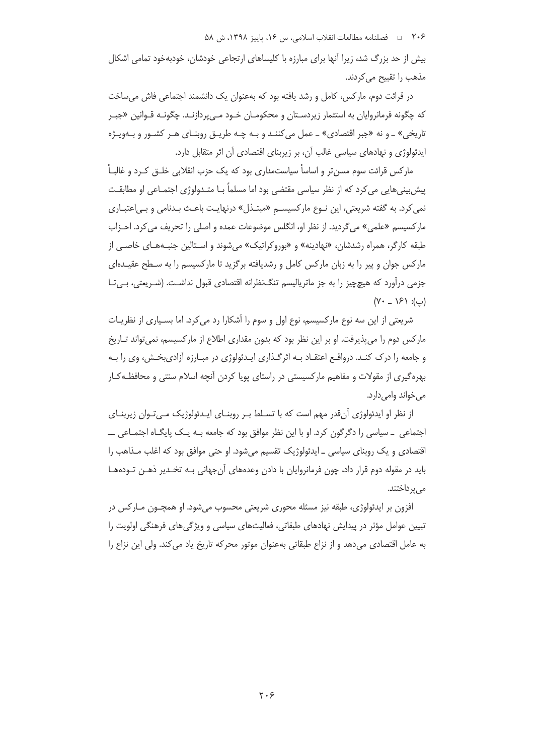بیش از حد بزرگ شد، زیرا آنها برای مبارزه با کلیساهای ارتجاعی خودشان، خودبه‌خود تمامی اشکال مذهب را تقبیح می‌کردند.

در قرائت دوم، مارکس، کامل و رشد یافته بود که به‌عنوان یک دانشمند اجتماعی فاش می‌ساخت که چگونه فرمانروایان به استثمار زیردستان و محکومان خود می‌پردازند. چگونه قوانین «جبر تاریخی» ـ و نه «جبر اقتصادی» ـ عمل می‌کنند و به چه طریق روبنای هر کشور و به‌ویژه ایدئولوژی و نهادهای سیاسی غالب آن، بر زیربنای اقتصادی آن اثر متقابل دارد.

مارکس قرائت سوم مسن‌تر و اساساً سیاست‌مداری بود که یک حزب انقلابی خلق کرد و غالباً پیش‌بینی‌هایی می‌کرد که از نظر سیاسی مقتضی بود اما مسلماً با متدولوژی اجتماعی او مطابقت نمی‌کرد. به گفته شریعتی، این نوع مارکسیسم «مبتذل» درنهایت باعث بدنامی و بی‌اعتباری مارکسیسم «علمی» می‌گردید. از نظر او، انگلس موضوعات عمده و اصلی را تحریف می‌کرد. احزاب طبقه کارگر، همراه رشدشان، «نهادینه» و «بوروکراتیک» می‌شوند و استالین جنبه‌های خاصی از مارکس جوان و پیر را به زبان مارکس کامل و رشدیافته برگزید تا مارکسیسم را به سطح عقیده‌ای جزمی درآورد که هیچ‌چیز را به جز ماتریالیسم تنگ‌نظرانه اقتصادی قبول نداشت. (شریعتی، بی‌تا (پ): ۱۶۱ ـ ۷۰)

شریعتی از این سه نوع مارکسیسم، نوع اول و سوم را آشکارا رد می‌کرد. اما بسیاری از نظریات مارکس دوم را می‌پذیرفت. او بر این نظر بود که بدون مقداری اطلاع از مارکسیسم، نمی‌تواند تاریخ و جامعه را درک کند. درواقع اعتقاد به اثرگذاری ایدئولوژی در مبارزه آزادی‌بخش، وی را به بهره‌گیری از مقولات و مفاهیم مارکسیستی در راستای پویا کردن آنچه اسلام سنتی و محافظه‌کار می‌خواند وامی‌دارد.

از نظر او ایدئولوژی آن‌قدر مهم است که با تسلط بر روبنای ایدئولوژیک می‌توان زیربنای اجتماعی ـ سیاسی را دگرگون کرد. او با این نظر موافق بود که جامعه به یک پایگاه اجتماعی ــ اقتصادی و یک روبنای سیاسی ـ ایدئولوژیک تقسیم می‌شود. او حتی موافق بود که اغلب مذاهب را باید در مقوله دوم قرار داد، چون فرمانروایان با دادن وعده‌های آن‌جهانی به تخدیر ذهن توده‌ها می‌پرداختند.

افزون بر ایدئولوژی، طبقه نیز مسئله محوری شریعتی محسوب می‌شود. او همچون مارکس در تبیین عوامل مؤثر در پیدایش نهادهای طبقاتی، فعالیت‌های سیاسی و ویژگی‌های فرهنگی اولویت را به عامل اقتصادی می‌دهد و از نزاع طبقاتی به‌عنوان موتور محرکه تاریخ یاد می‌کند. ولی این نزاع را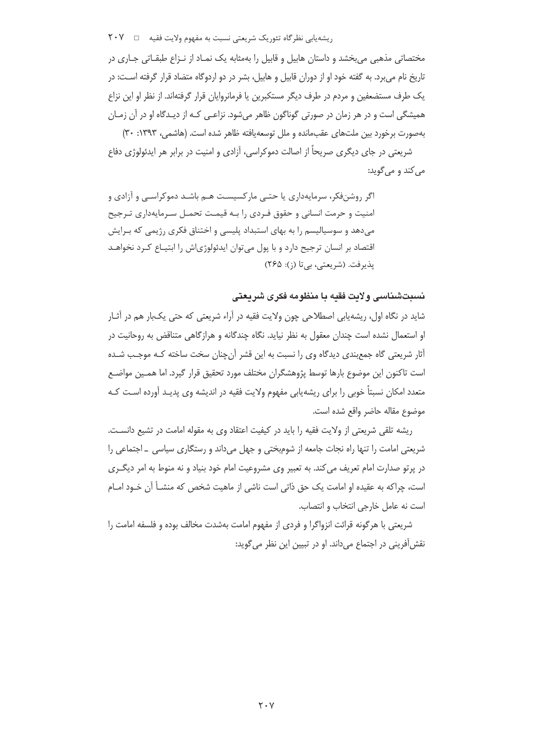مختصاتی مذهبی می‌بخشد و داستان هابیل و قابیل را به‌مثابه یک نماد از نزاع طبقاتی جاری در تاریخ نام می‌برد. به گفته خود او از دوران قابیل و هابیل، بشر در دو اردوگاه متضاد قرار گرفته است: در یک طرف مستضعفین و مردم در طرف دیگر مستکبرین یا فرمانروایان قرار گرفته‌اند. از نظر او این نزاع همیشگی است و در هر زمان در صورتی گوناگون ظاهر می‌شود. نزاعی که از دیدگاه او در آن زمان به‌صورت برخورد بین ملت‌های عقب‌مانده و ملل توسعه‌یافته ظاهر شده است. (هاشمی، ۱۳۹۳: ۳۰)

شریعتی در جای دیگری صریحاً از اصالت دموکراسی، آزادی و امنیت در برابر هر ایدئولوژی دفاع می‌کند و می‌گوید:

> اگر روشن‌فکر، سرمایه‌داری یا حتی مارکسیست هم باشد دموکراسی و آزادی و امنیت و حرمت انسانی و حقوق فردی را به قیمت تحمل سرمایه‌داری ترجیح می‌دهد و سوسیالیسم را به بهای استبداد پلیسی و اختناق فکری رژیمی که برایش اقتصاد بر انسان ترجیح دارد و با پول می‌توان ایدئولوژی‌اش را ابتیاع کرد نخواهد پذیرفت. (شریعتی، بی‌تا (ز): ۲۶۵)

## نسبت‌شناسی ولایت فقیه با منظومه فکری شریعتی

شاید در نگاه اول، ریشه‌یابی اصطلاحی چون ولایت فقیه در آراء شریعتی که حتی یک‌بار هم در آثار او استعمال نشده است چندان معقول به نظر نیاید. نگاه چندگانه و هرازگاهی متناقض به روحانیت در آثار شریعتی گاه جمع‌بندی دیدگاه وی را نسبت به این قشر آن‌چنان سخت ساخته که موجب شده است تاکنون این موضوع بارها توسط پژوهشگران مختلف مورد تحقیق قرار گیرد. اما همین مواضع متعدد امکان نسبتاً خوبی را برای ریشه‌یابی مفهوم ولایت فقیه در اندیشه وی پدید آورده است که موضوع مقاله حاضر واقع شده است.

ریشه تلقی شریعتی از ولایت فقیه را باید در کیفیت اعتقاد وی به مقوله امامت در تشیع دانست. شریعتی امامت را تنها راه نجات جامعه از شوم‌بختی و جهل می‌داند و رستگاری سیاسی ـ اجتماعی را در پرتو صدارت امام تعریف می‌کند. به تعبیر وی مشروعیت امام خود بنیاد و نه منوط به امر دیگری است، چراکه به عقیده او امامت یک حق ذاتی است ناشی از ماهیت شخص که منشأ آن خود امام است نه عامل خارجی انتخاب و انتصاب.

شریعتی با هرگونه قرائت انزواگرا و فردی از مفهوم امامت به‌شدت مخالف بوده و فلسفه امامت را نقش‌آفرینی در اجتماع می‌داند. او در تبیین این نظر می‌گوید: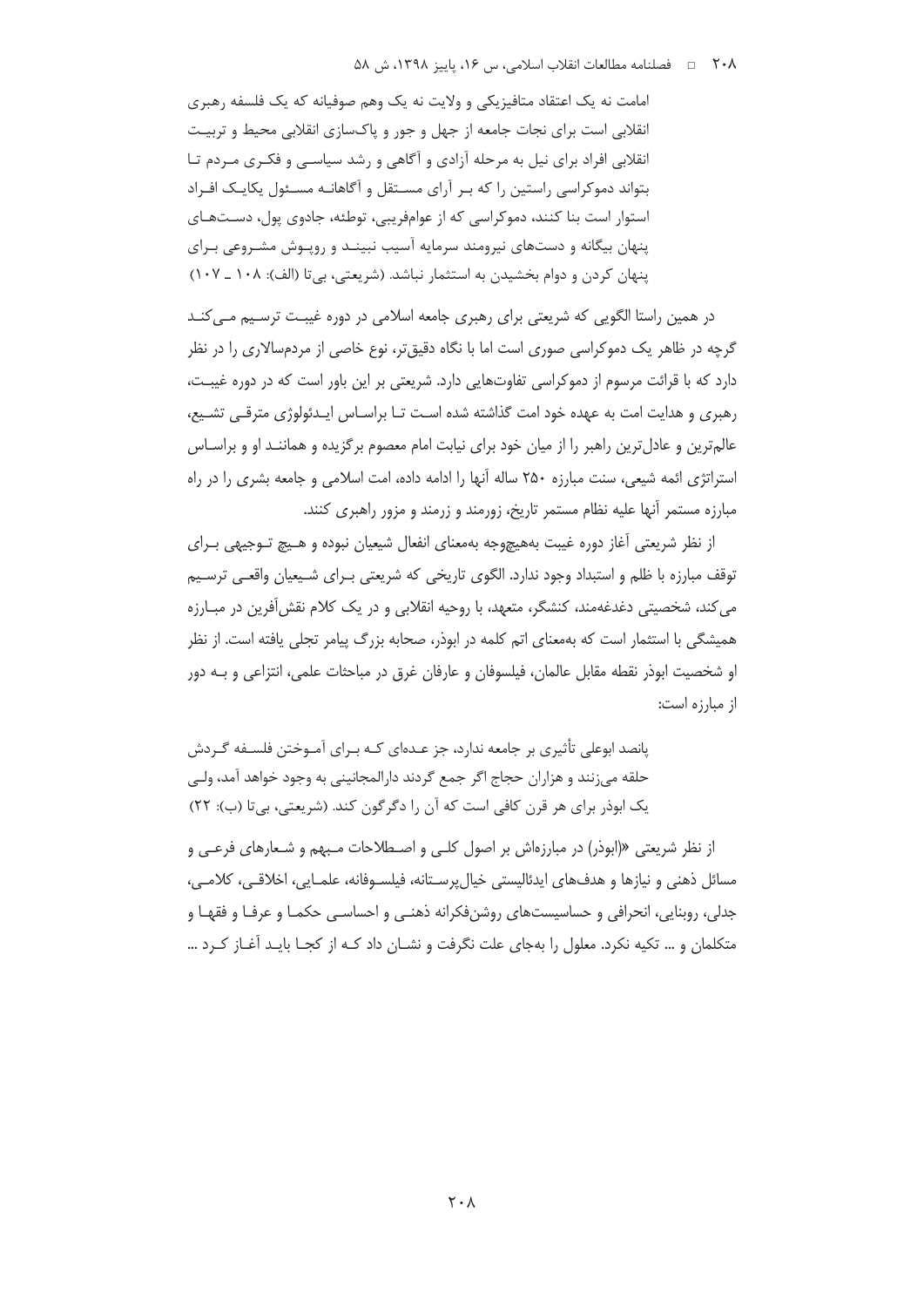> امامت نه یک اعتقاد متافیزیکی و ولایت نه یک وهم صوفیانه که یک فلسفه رهبری انقلابی است برای نجات جامعه از جهل و جور و پاک‌سازی انقلابی محیط و تربیت انقلابی افراد برای نیل به مرحله آزادی و آگاهی و رشد سیاسی و فکری مردم تا بتواند دموکراسی راستین را که بر آرای مستقل و آگاهانه مسئول یکایک افراد استوار است بنا کنند، دموکراسی که از عوام‌فریبی، توطئه، جادوی پول، دست‌های پنهان بیگانه و دسته‌های نیرومند سرمایه آسیب نبیند و روپوش مشروعی برای پنهان کردن و دوام بخشیدن به استثمار نباشد. (شریعتی، بی‌تا (الف): ۱۰۸ ـ ۱۰۷)

در همین راستا الگویی که شریعتی برای رهبری جامعه اسلامی در دوره غیبت ترسیم می‌کند گرچه در ظاهر یک دموکراسی صوری است اما با نگاه دقیق‌تر، نوع خاصی از مردم‌سالاری را در نظر دارد که با قرائت مرسوم از دموکراسی تفاوت‌هایی دارد. شریعتی بر این باور است که در دوره غیبت، رهبری و هدایت امت به عهده خود امت گذاشته شده است تا براساس ایدئولوژی مترقی تشیع، عالم‌ترین و عادل‌ترین راهبر را از میان خود برای نیابت امام معصوم برگزیده و همانند او و براساس استراتژی ائمه شیعی، سنت مبارزه ۲۵۰ ساله آنها را ادامه داده، امت اسلامی و جامعه بشری را در راه مبارزه مستمر آنها علیه نظام مستمر تاریخ، زورمند و زرمند و مزور راهبری کنند.

از نظر شریعتی آغاز دوره غیبت به‌هیچ‌وجه به‌معنای انفعال شیعیان نبوده و هیچ توجیهی برای توقف مبارزه با ظلم و استبداد وجود ندارد. الگوی تاریخی که شریعتی برای شیعیان واقعی ترسیم می‌کند، شخصیتی دغدغه‌مند، کنشگر، متعهد، با روحیه انقلابی و در یک کلام نقش‌آفرین در مبارزه همیشگی با استثمار است که به‌معنای اتم کلمه در ابوذر، صحابه بزرگ پیامبر تجلی یافته است. از نظر او شخصیت ابوذر نقطه مقابل عالمان، فیلسوفان و عارفان غرق در مباحثات علمی، انتزاعی و به دور از مبارزه است:

> پانصد ابوعلی تأثیری بر جامعه ندارد، جز عده‌ای که برای آموختن فلسفه گردش حلقه می‌زنند و هزاران حجاج اگر جمع گردند دارالمجانینی به وجود خواهد آمد، ولی یک ابوذر برای هر قرن کافی است که آن را دگرگون کند. (شریعتی، بی‌تا (ب): ۲۲)

از نظر شریعتی «(ابوذر) در مبارزه‌اش بر اصول کلی و اصطلاحات مبهم و شعارهای فرعی و مسائل ذهنی و نیازها و هدف‌های ایدئالیستی خیال‌پرستانه، فیلسوفانه، علمایی، اخلاقی، کلامی، جدلی، روبنایی، انحرافی و حساسیت‌های روشن‌فکرانه ذهنی و احساسی حکما و عرفا و فقها و متکلمان و ... تکیه نکرد. معلول را به‌جای علت نگرفت و نشان داد که از کجا باید آغاز کرد ...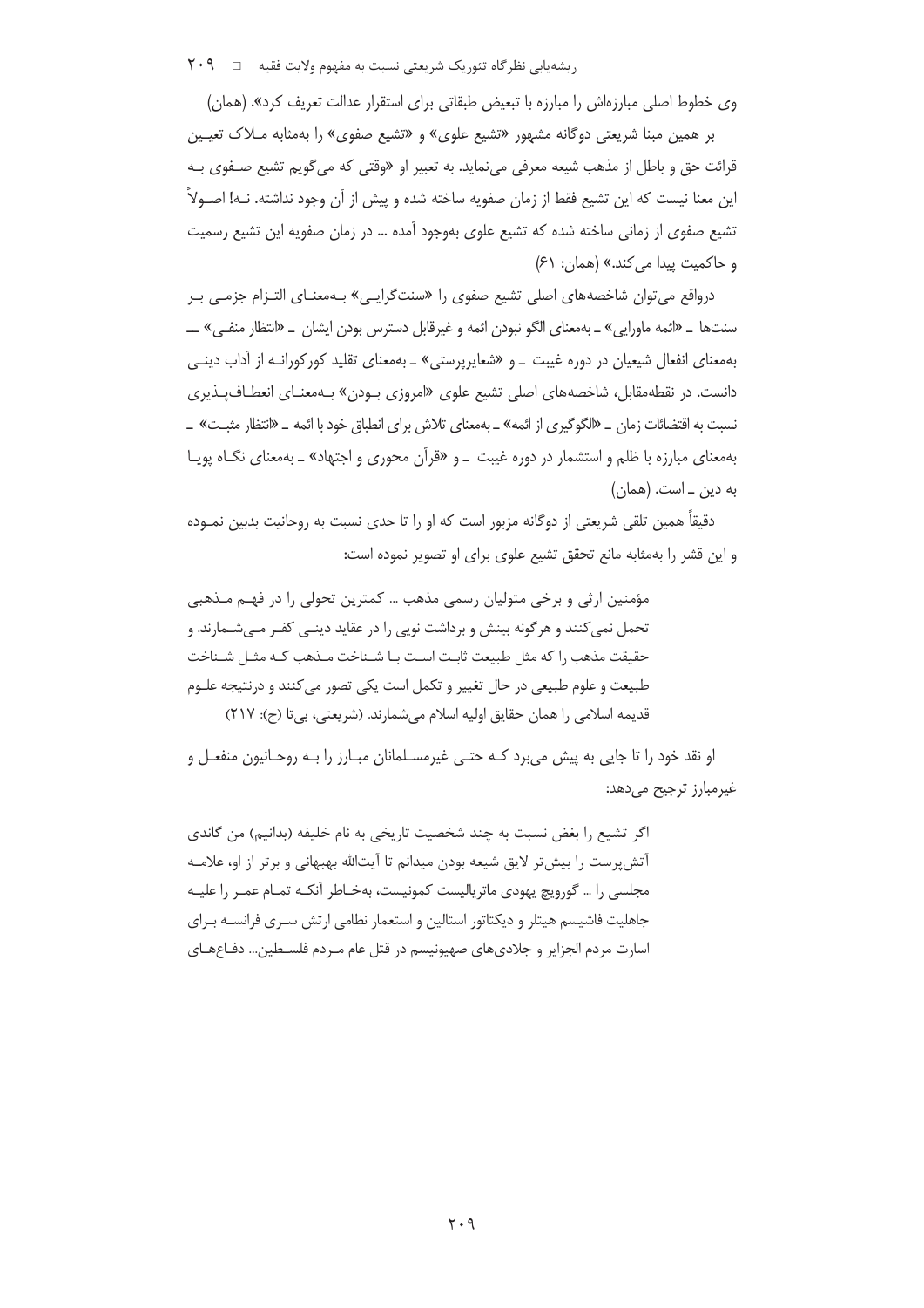وی خطوط اصلی مبارزه‌اش را مبارزه با تبعیض طبقاتی برای استقرار عدالت تعریف کرد». (همان)

بر همین مبنا شریعتی دوگانه مشهور «تشیع علوی» و «تشیع صفوی» را به‌مثابه ملاک تعیین قرائت حق و باطل از مذهب شیعه معرفی می‌نماید. به تعبیر او «وقتی که می‌گویم تشیع صفوی به این معنا نیست که این تشیع فقط از زمان صفویه ساخته شده و پیش از آن وجود نداشته. نه! اصولاً تشیع صفوی از زمانی ساخته شده که تشیع علوی به‌وجود آمده ... در زمان صفویه این تشیع رسمیت و حاکمیت پیدا می‌کند.» (همان: ۶۱)

درواقع می‌توان شاخصه‌های اصلی تشیع صفوی را «سنت‌گرایی» به‌معنای التزام جزمی بر سنت‌ها ـ «ائمه ماورایی» ـ به‌معنای الگو نبودن ائمه و غیرقابل دسترس بودن ایشان ـ «انتظار منفی» ـــ به‌معنای انفعال شیعیان در دوره غیبت ـ و «شعایرپرستی» ـ به‌معنای تقلید کورکورانه از آداب دینی دانست. در نقطه‌مقابل، شاخصه‌های اصلی تشیع علوی «امروزی بودن» به‌معنای انعطاف‌پذیری نسبت به اقتضائات زمان ـ «الگوگیری از ائمه» ـ به‌معنای تلاش برای انطباق خود با ائمه ـ «انتظار مثبت» ـ به‌معنای مبارزه با ظلم و استثمار در دوره غیبت ـ و «قرآن محوری و اجتهاد» ـ به‌معنای نگاه پویا به دین ـ است. (همان)

دقیقاً همین تلقی شریعتی از دوگانه مزبور است که او را تا حدی نسبت به روحانیت بدبین نموده و این قشر را به‌مثابه مانع تحقق تشیع علوی برای او تصویر نموده است:

> مؤمنین ارثی و برخی متولیان رسمی مذهب ... کمترین تحولی را در فهم مذهبی تحمل نمی‌کنند و هرگونه بینش و برداشت نویی را در عقاید دینی کفر می‌شمارند. و حقیقت مذهب را که مثل طبیعت ثابت است با شناخت مذهب که مثل شناخت طبیعت و علوم طبیعی در حال تغییر و تکمل است یکی تصور می‌کنند و درنتیجه علوم قدیمه اسلامی را همان حقایق اولیه اسلام می‌شمارند. (شریعتی، بی‌تا (ج): ۲۱۷)

او نقد خود را تا جایی به پیش می‌برد که حتی غیرمسلمانان مبارز را به روحانیون منفعل و غیرمبارز ترجیح می‌دهد:

> اگر تشیع را بغض نسبت به چند شخصیت تاریخی به نام خلیفه (بدانیم) من گاندی آتش‌پرست را بیش‌تر لایق شیعه بودن میدانم تا آیت‌الله بهبهانی و برتر از او، علامه مجلسی را ... گورویچ یهودی ماتریالیست کمونیست، به‌خاطر آنکه تمام عمر را علیه جاهلیت فاشیسم هیتلر و دیکتاتور استالین و استعمار نظامی ارتش سری فرانسه برای اسارت مردم الجزایر و جلادی‌های صهیونیسم در قتل عام مردم فلسطین... دفاع‌های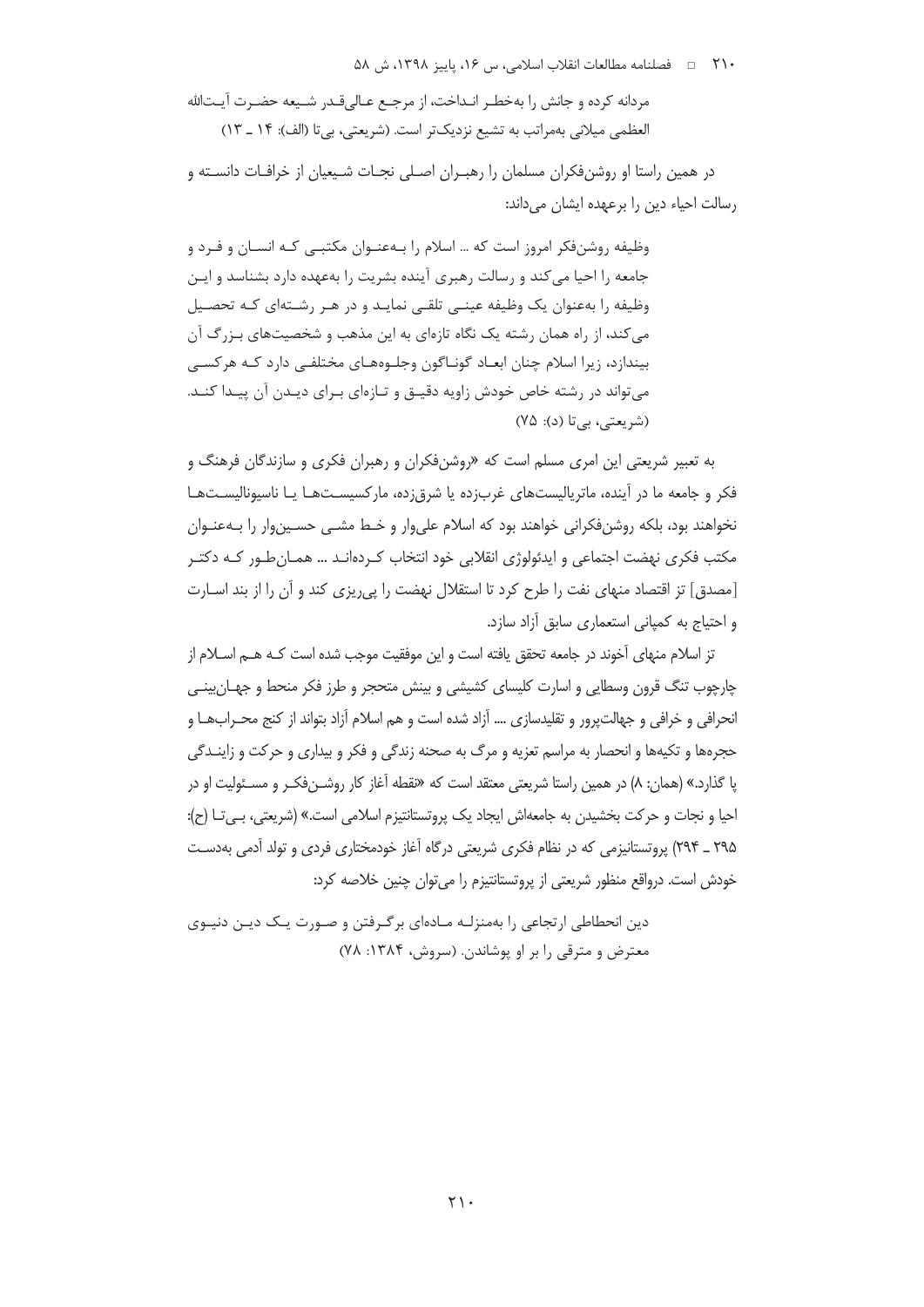مردانه کرده و جانش را به‌خطر انداخت، از مرجع عالی‌قدر شیعه حضرت آیت‌الله العظمی میلانی به‌مراتب به تشیع نزدیک‌تر است. (شریعتی، بی‌تا (الف): ۱۴ ـ ۱۳)

در همین راستا او روشن‌فکران مسلمان را رهبران اصلی نجات شیعیان از خرافات دانسته و رسالت احیاء دین را برعهده ایشان می‌داند:

> وظیفه روشن‌فکر امروز است که ... اسلام را به‌عنوان مکتبی که انسان و فرد و جامعه را احیا می‌کند و رسالت رهبری آینده بشریت را به‌عهده دارد بشناسد و این وظیفه را به‌عنوان یک وظیفه عینی تلقی نماید و در هر رشته‌ای که تحصیل می‌کند، از راه همان رشته یک نگاه تازه‌ای به این مذهب و شخصیت‌های بزرگ آن بیندازد، زیرا اسلام چنان ابعاد گوناگون وجلوه‌های مختلفی دارد که هرکسی می‌تواند در رشته خاص خودش زاویه دقیق و تازه‌ای برای دیدن آن پیدا کند. (شریعتی، بی‌تا (د): ۷۵)

به تعبیر شریعتی این امری مسلم است که «روشن‌فکران و رهبران فکری و سازندگان فرهنگ و فکر و جامعه ما در آینده، ماتریالیست‌های غرب‌زده یا شرق‌زده، مارکسیست‌ها یا ناسیونالیست‌ها نخواهند بود، بلکه روشن‌فکرانی خواهند بود که اسلام علی‌وار و خط مشی حسین‌وار را به‌عنوان مکتب فکری نهضت اجتماعی و ایدئولوژی انقلابی خود انتخاب کرده‌اند ... همان‌طور که دکتر [مصدق] تز اقتصاد منهای نفت را طرح کرد تا استقلال نهضت را پی‌ریزی کند و آن را از بند اسارت و احتیاج به کمپانی استعماری سابق آزاد سازد.

تز اسلام منهای آخوند در جامعه تحقق یافته است و این موفقیت موجب شده است که هم اسلام از چارچوب تنگ قرون وسطایی و اسارت کلیسای کشیشی و بینش متحجر و طرز فکر منحط و جهان‌بینی انحرافی و خرافی و جهالت‌پرور و تقلیدسازی ... آزاد شده است و هم اسلام آزاد بتواند از کنج محراب‌ها و حجره‌ها و تکیه‌ها و انحصار به مراسم تعزیه و مرگ به صحنه زندگی و فکر و بیداری و حرکت و زایندگی پا گذارد.» (همان: ۸) در همین راستا شریعتی معتقد است که «نقطه آغاز کار روشن‌فکر و مسئولیت او در احیا و نجات و حرکت بخشیدن به جامعه‌اش ایجاد یک پروتستانتیزم اسلامی است.» (شریعتی، بی‌تا (ح): ۲۹۵ ـ ۲۹۴) پروتستانیزمی که در نظام فکری شریعتی درگاه آغاز خودمختاری فردی و تولد آدمی به‌دست خودش است. درواقع منظور شریعتی از پروتستانتیزم را می‌توان چنین خلاصه کرد:

> دین انحطاطی ارتجاعی را به‌منزله ماده‌ای برگرفتن و صورت یک دین دنیوی معترض و مترقی را بر او پوشاندن. (سروش، ۱۳۸۴: ۷۸)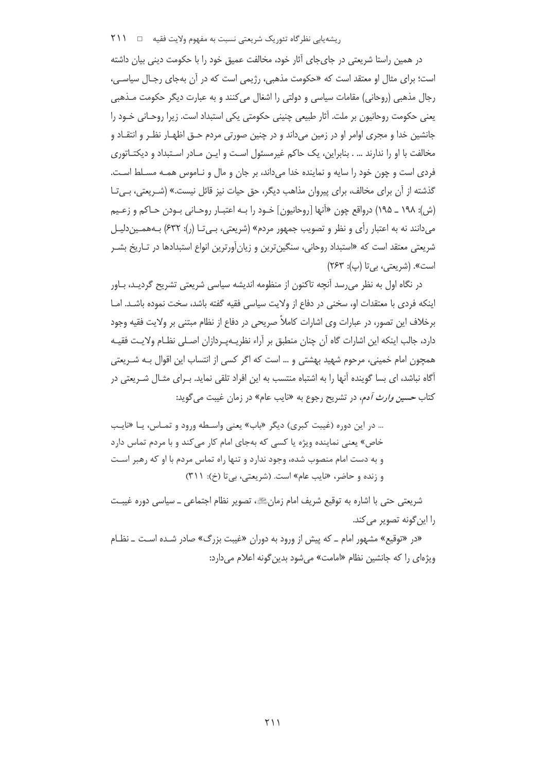در همین راستا شریعتی در جای‌جای آثار خود، مخالفت عمیق خود را با حکومت دینی بیان داشته است؛ برای مثال او معتقد است که «حکومت مذهبی، رژیمی است که در آن به‌جای رجال سیاسی، رجال مذهبی (روحانی) مقامات سیاسی و دولتی را اشغال می‌کنند و به عبارت دیگر حکومت مذهبی یعنی حکومت روحانیون بر ملت. آثار طبیعی چنینی حکومتی یکی استبداد است. زیرا روحانی خود را جانشین خدا و مجری اوامر او در زمین می‌داند و در چنین صورتی مردم حق اظهار نظر و انتقاد و مخالفت با او را ندارند ... . بنابراین، یک حاکم غیرمسئول است و این مادر استبداد و دیکتاتوری فردی است و چون خود را سایه و نماینده خدا می‌داند، بر جان و مال و ناموس همه مسلط است. گذشته از آن برای مخالف، برای پیروان مذاهب دیگر، حق حیات نیز قائل نیست.» (شریعتی، بی‌تا (ش): ۱۹۸ ـ ۱۹۵) درواقع چون «آنها [روحانیون] خود را به اعتبار روحانی بودن حاکم و زعیم می‌دانند نه به اعتبار رأی و نظر و تصویب جمهور مردم» (شریعتی، بی‌تا (ر): ۶۳۲) به‌همین‌دلیل شریعتی معتقد است که «استبداد روحانی، سنگین‌ترین و زیان‌آورترین انواع استبدادها در تاریخ بشر است». (شریعتی، بی‌تا (پ): ۲۶۳)

در نگاه اول به نظر می‌رسد آنچه تاکنون از منظومه اندیشه سیاسی شریعتی تشریح گردید، باور اینکه فردی با معتقدات او، سخنی در دفاع از ولایت سیاسی فقیه گفته باشد، سخت نموده باشد. اما برخلاف این تصور، در عبارات وی اشارات کاملاً صریحی در دفاع از نظام مبتنی بر ولایت فقیه وجود دارد، جالب اینکه این اشارات گاه آن چنان منطبق بر آراء نظریه‌پردازان اصلی نظام ولایت فقیه همچون امام خمینی، مرحوم شهید بهشتی و ... است که اگر کسی از انتساب این اقوال به شریعتی آگاه نباشد، ای بسا گوینده آنها را به اشتباه منتسب به این افراد تلقی نماید. برای مثال شریعتی در کتاب *حسین وارث آدم*، در تشریح رجوع به «نایب عام» در زمان غیبت می‌گوید:

> ... در این دوره (غیبت کبری) دیگر «باب» یعنی واسطه ورود و تماس، یا «نایب خاص» یعنی نماینده ویژه یا کسی که به‌جای امام کار می‌کند و با مردم تماس دارد و به دست امام منصوب شده، وجود ندارد و تنها راه تماس مردم با او که رهبر است و زنده و حاضر، «نایب عام» است. (شریعتی، بی‌تا (خ): ۳۱۱)

شریعتی حتی با اشاره به توقیع شریف امام زمان ﷺ، تصویر نظام اجتماعی ـ سیاسی دوره غیبت را این‌گونه تصویر می‌کند.

«در «توقیع» مشهور امام ـ که پیش از ورود به دوران «غیبت بزرگ» صادر شده است ـ نظام ویژه‌ای را که جانشین نظام «امامت» می‌شود بدین‌گونه اعلام می‌دارد: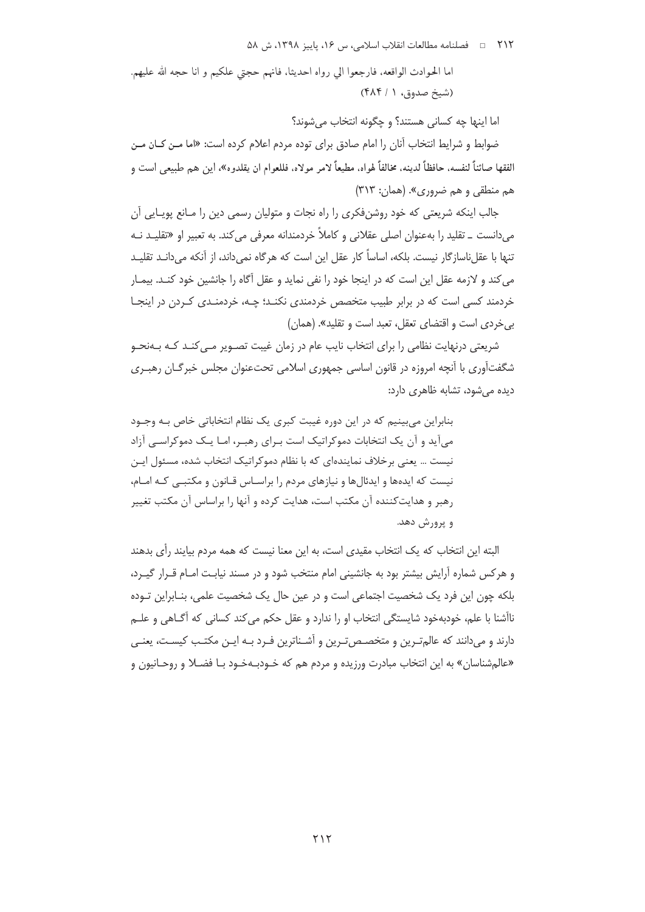اما الحوادث الواقعه، فارجعوا الي رواه احديثا، فانهم حجتي عليكم و انا حجه الله عليهم. (شیخ صدوق، ۱ / ۴۸۴)

اما اینها چه کسانی هستند؟ و چگونه انتخاب می‌شوند؟

ضوابط و شرایط انتخاب آنان را امام صادق برای توده مردم اعلام کرده است: «اما من کان من الفقها صائناً لنفسه، حافظاً لدینه، مخالفاً لهواه، مطیعاً لامر مولاه، فللعوام ان یقلدوه»، این هم طبیعی است و هم منطقی و هم ضروری». (همان: ۳۱۳)

جالب اینکه شریعتی که خود روشن‌فکری را راه نجات و متولیان رسمی دین را مانع پویایی آن می‌دانست ـ تقلید را به‌عنوان اصلی عقلانی و کاملاً خردمندانه معرفی می‌کند. به تعبیر او «تقلید نه تنها با عقل‌ناسازگار نیست. بلکه، اساساً کار عقل این است که هرگاه نمی‌داند، از آنکه می‌داند تقلید می‌کند و لازمه عقل این است که در اینجا خود را نفی نماید و عقل آگاه را جانشین خود کند. بیمار خردمند کسی است که در برابر طبیب متخصص خردمندی نکند؛ چه، خردمندی کردن در اینجا بی‌خردی است و اقتضای تعقل، تعبد است و تقلید». (همان)

شریعتی درنهایت نظامی را برای انتخاب نایب عام در زمان غیبت تصویر می‌کند که به‌نحو شگفت‌آوری با آنچه امروزه در قانون اساسی جمهوری اسلامی تحت‌عنوان مجلس خبرگان رهبری دیده می‌شود، تشابه ظاهری دارد:

> بنابراین می‌بینیم که در این دوره غیبت کبری یک نظام انتخاباتی خاص به وجود می‌آید و آن یک انتخابات دموکراتیک است برای رهبر، اما یک دموکراسی آزاد نیست ... یعنی برخلاف نماینده‌ای که با نظام دموکراتیک انتخاب شده، مسئول این نیست که ایده‌ها و ایدئال‌ها و نیازهای مردم را براساس قانون و مکتبی که امام، رهبر و هدایت‌کننده آن مکتب است، هدایت کرده و آنها را براساس آن مکتب تغییر و پرورش دهد.

البته این انتخاب که یک انتخاب مقیدی است، به این معنا نیست که همه مردم بیایند رأی بدهند و هرکس شماره آرایش بیشتر بود به جانشینی امام منتخب شود و در مسند نیابت امام قرار گیرد، بلکه چون این فرد یک شخصیت اجتماعی است و در عین حال یک شخصیت علمی، بنابراین توده ناآشنا با علم، خودبه‌خود شایستگی انتخاب او را ندارد و عقل حکم می‌کند کسانی که آگاهی و علم دارند و می‌دانند که عالم‌ترین و متخصص‌ترین و آشناترین فرد به این مکتب کیست، یعنی «عالم‌شناسان» به این انتخاب مبادرت ورزیده و مردم هم که خودبه‌خود با فضلا و روحانیون و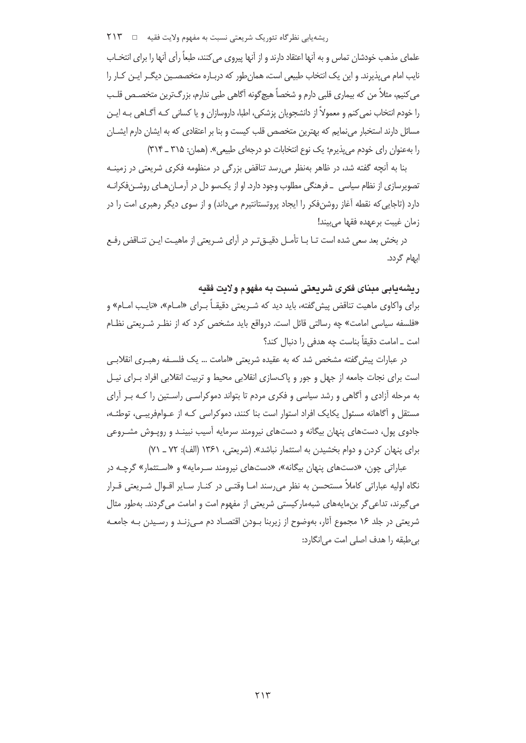علمای مذهب خودشان تماس و به آنها اعتقاد دارند و از آنها پیروی می‌کنند، طبعاً رأی آنها را برای انتخاب نایب امام می‌پذیرند. و این یک انتخاب طبیعی است، همان‌طور که درباره متخصصین دیگر این کار را می‌کنیم، مثلاً من که بیماری قلبی دارم و شخصاً هیچ‌گونه آگاهی طبی ندارم، بزرگ‌ترین متخصص قلب را خودم انتخاب نمی‌کنم و معمولاً از دانشجویان پزشکی، اطبا، داروسازان و یا کسانی که آگاهی به این مسائل دارند استخبار می‌نمایم که بهترین متخصص قلب کیست و بنا بر اعتقادی که به ایشان دارم ایشان را به‌عنوان رای خودم می‌پذیرم؛ یک نوع انتخابات دو درجه‌ای طبیعی». (همان: ۳۱۵ ـ ۳۱۴)

بنا به آنچه گفته شد، در ظاهر به‌نظر می‌رسد تناقض بزرگی در منظومه فکری شریعتی در زمینه تصویرسازی از نظام سیاسی ـ فرهنگی مطلوب وجود دارد. او از یک‌سو دل در آرمان‌های روشن‌فکرانه دارد (تاجایی‌که نقطه آغاز روشن‌فکر را ایجاد پروتستانتیزم می‌داند) و از سوی دیگر رهبری امت را در زمان غیبت برعهده فقها می‌بیند!

در بخش بعد سعی شده است تا با تأمل دقیق‌تر در آرای شریعتی از ماهیت این تناقض رفع ابهام گردد.

## ریشه‌یابی مبنای فکری شریعتی نسبت به مفهوم ولایت فقیه

برای واکاوی ماهیت تناقض پیش‌گفته، باید دید که شریعتی دقیقاً برای «امام»، «نایب امام» و «فلسفه سیاسی امامت» چه رسالتی قائل است. درواقع باید مشخص کرد که از نظر شریعتی نظام امت ـ امامت دقیقاً بناست چه هدفی را دنبال کند؟

در عبارات پیش‌گفته مشخص شد که به عقیده شریعتی «امامت ... یک فلسفه رهبری انقلابی است برای نجات جامعه از جهل و جور و پاک‌سازی انقلابی محیط و تربیت انقلابی افراد برای نیل به مرحله آزادی و آگاهی و رشد سیاسی و فکری مردم تا بتواند دموکراسی راستین را که بر آرای مستقل و آگاهانه مسئول یکایک افراد استوار است بنا کنند، دموکراسی که از عوام‌فریبی، توطئه، جادوی پول، دست‌های پنهان بیگانه و دست‌های نیرومند سرمایه آسیب نبیند و روپوش مشروعی برای پنهان کردن و دوام بخشیدن به استثمار نباشد». (شریعتی، ۱۳۶۱ (الف): ۷۲ ـ ۷۱)

عباراتی چون، «دست‌های پنهان بیگانه»، «دست‌های نیرومند سرمایه» و «استثمار» گرچه در نگاه اولیه عباراتی کاملاً مستحسن به نظر می‌رسند اما وقتی در کنار سایر اقوال شریعتی قرار می‌گیرند، تداعی‌گر بن‌مایه‌های شبه‌مارکسیستی شریعتی از مفهوم امت و امامت می‌گردند. به‌طور مثال شریعتی در جلد ۱۶ مجموع آثار، به‌وضوح از زیربنا بودن اقتصاد دم می‌زند و رسیدن به جامعه بی‌طبقه را هدف اصلی امت می‌انگارد: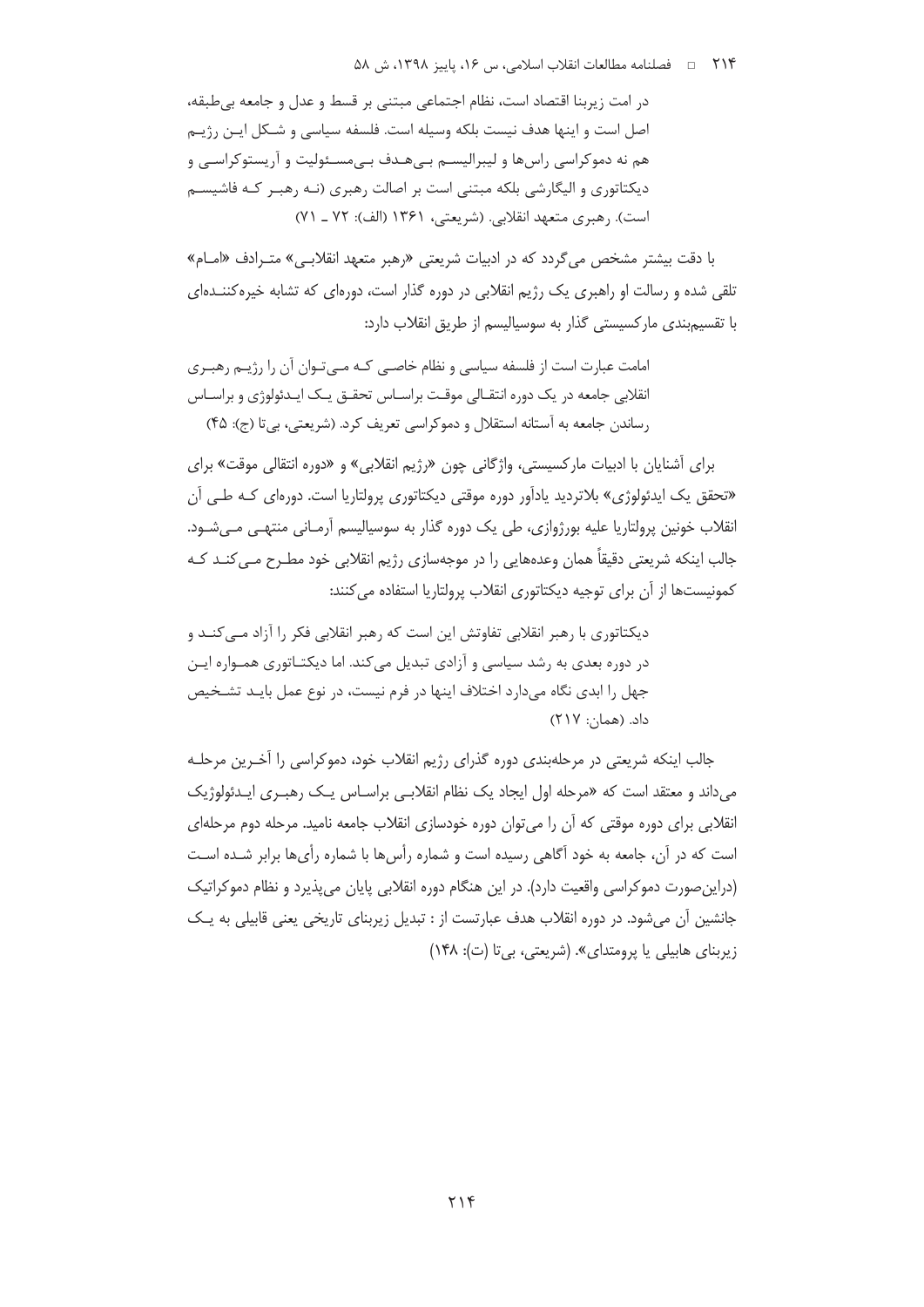در امت زیربنا اقتصاد است، نظام اجتماعی مبتنی بر قسط و عدل و جامعه بی‌طبقه، اصل است و اینها هدف نیست بلکه وسیله است. فلسفه سیاسی و شکل این رژیم هم نه دموکراسی راس‌ها و لیبرالیسم بی‌هدف بی‌مسئولیت و آریستوکراسی و دیکتاتوری و الیگارشی بلکه مبتنی است بر اصالت رهبری (نه رهبر که فاشیسم است). رهبری متعهد انقلابی. (شریعتی، ۱۳۶۱ (الف): ۷۲ ـ ۷۱)

با دقت بیشتر مشخص می‌گردد که در ادبیات شریعتی «رهبر متعهد انقلابی» مترادف «امام» تلقی شده و رسالت او راهبری یک رژیم انقلابی در دوره گذار است، دوره‌ای که تشابه خیره‌کننده‌ای با تقسیم‌بندی مارکسیستی گذار به سوسیالیسم از طریق انقلاب دارد:

امامت عبارت است از فلسفه سیاسی و نظام خاصی که می‌توان آن را رژیم رهبری انقلابی جامعه در یک دوره انتقالی موقت براساس تحقق یک ایدئولوژی و براساس رساندن جامعه به آستانه استقلال و دموکراسی تعریف کرد. (شریعتی، بی‌تا (ج): ۴۵)

برای آشنایان با ادبیات مارکسیستی، واژگانی چون «رژیم انقلابی» و «دوره انتقالی موقت» برای «تحقق یک ایدئولوژی» بلاتردید یادآور دوره موقتی دیکتاتوری پرولتاریا است. دوره‌ای که طی آن انقلاب خونین پرولتاریا علیه بورژوازی، طی یک دوره گذار به سوسیالیسم آرمانی منتهی می‌شود. جالب اینکه شریعتی دقیقاً همان وعده‌هایی را در موجه‌سازی رژیم انقلابی خود مطرح می‌کند که کمونیست‌ها از آن برای توجیه دیکتاتوری انقلاب پرولتاریا استفاده می‌کنند:

دیکتاتوری با رهبر انقلابی تفاوتش این است که رهبر انقلابی فکر را آزاد می‌کند و در دوره بعدی به رشد سیاسی و آزادی تبدیل می‌کند. اما دیکتاتوری همواره این جهل را ابدی نگاه می‌دارد اختلاف اینها در فرم نیست، در نوع عمل باید تشخیص داد. (همان: ۲۱۷)

جالب اینکه شریعتی در مرحله‌بندی دوره گذرای رژیم انقلاب خود، دموکراسی را آخرین مرحله می‌داند و معتقد است که «مرحله اول ایجاد یک نظام انقلابی براساس یک رهبری ایدئولوژیک انقلابی برای دوره موقتی که آن را می‌توان دوره خودسازی انقلاب جامعه نامید. مرحله دوم مرحله‌ای است که در آن، جامعه به خود آگاهی رسیده است و شماره رأس‌ها با شماره رأی‌ها برابر شده است (دراین‌صورت دموکراسی واقعیت دارد). در این هنگام دوره انقلابی پایان می‌پذیرد و نظام دموکراتیک جانشین آن می‌شود. در دوره انقلاب هدف عبارتست از : تبدیل زیربنای تاریخی یعنی قابیلی به یک زیربنای هابیلی یا پرومتدای». (شریعتی، بی‌تا (ت): ۱۴۸)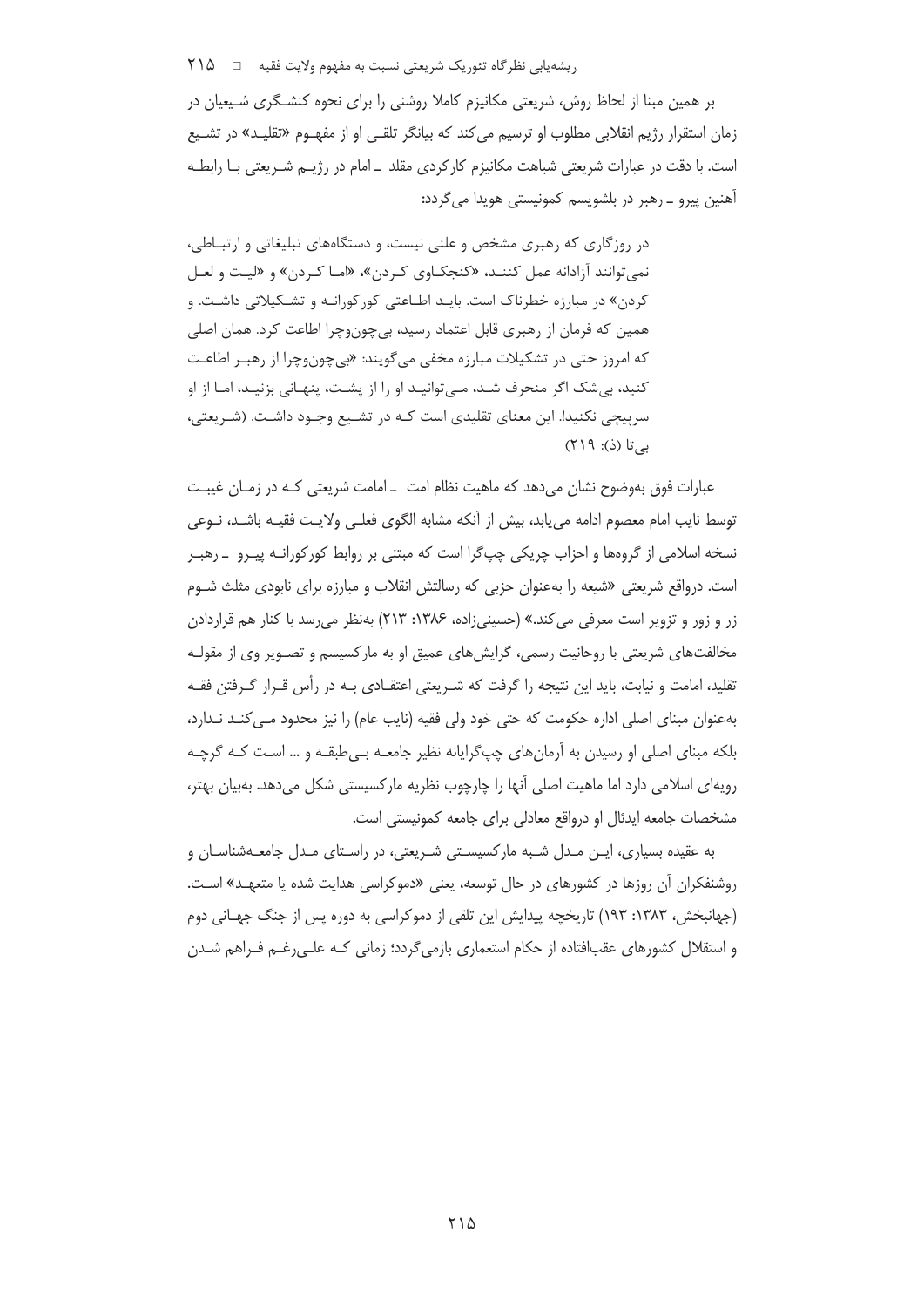بر همین مبنا از لحاظ روش، شریعتی مکانیزم کاملا روشنی را برای نحوه کنشگری شیعیان در زمان استقرار رژیم انقلابی مطلوب او ترسیم می‌کند که بیانگر تلقی او از مفهوم «تقلید» در تشیع است. با دقت در عبارات شریعتی شباهت مکانیزم کارکردی مقلد ـ امام در رژیم شریعتی با رابطه آهنین پیرو ـ رهبر در بلشویسم کمونیستی هویدا می‌گردد:

> در روزگاری که رهبری مشخص و علنی نیست، و دستگاه‌های تبلیغاتی و ارتباطی، نمی‌توانند آزادانه عمل کنند، «کنجکاوی کردن»، «اما کردن» و «لیت و لعل کردن» در مبارزه خطرناک است. باید اطاعتی کورکورانه و تشکیلاتی داشت. و همین که فرمان از رهبری قابل اعتماد رسید، بی‌چون‌وچرا اطاعت کرد. همان اصلی که امروز حتی در تشکیلات مبارزه مخفی می‌گویند: «بی‌چون‌وچرا از رهبر اطاعت کنید، بی‌شک اگر منحرف شد، می‌توانید او را از پشت، پنهانی بزنید، اما از او سرپیچی نکنید!. این معنای تقلیدی است که در تشیع وجود داشت. (شریعتی، بی‌تا (ذ): ۲۱۹)

عبارات فوق به‌وضوح نشان می‌دهد که ماهیت نظام امت ـ امامت شریعتی که در زمان غیبت توسط نایب امام معصوم ادامه می‌یابد، بیش از آنکه مشابه الگوی فعلی ولایت فقیه باشد، نوعی نسخه اسلامی از گروه‌ها و احزاب چریکی چپ‌گرا است که مبتنی بر روابط کورکورانه پیرو ـ رهبر است. درواقع شریعتی «شیعه را به‌عنوان حزبی که رسالتش انقلاب و مبارزه برای نابودی مثلث شوم زر و زور و تزویر است معرفی می‌کند.» (حسینی‌زاده، ۱۳۸۶: ۲۱۳) به‌نظر می‌رسد با کنار هم قراردادن مخالفت‌های شریعتی با روحانیت رسمی، گرایش‌های عمیق او به مارکسیسم و تصویر وی از مقوله تقلید، امامت و نیابت، باید این نتیجه را گرفت که شریعتی اعتقادی به در رأس قرار گرفتن فقه به‌عنوان مبنای اصلی اداره حکومت که حتی خود ولی فقیه (نایب عام) را نیز محدود می‌کند ندارد، بلکه مبنای اصلی او رسیدن به آرمان‌های چپ‌گرایانه نظیر جامعه بی‌طبقه و ... است که گرچه رویه‌ای اسلامی دارد اما ماهیت اصلی آنها را چارچوب نظریه مارکسیستی شکل می‌دهد. به‌بیان بهتر، مشخصات جامعه ایدئال او درواقع معادلی برای جامعه کمونیستی است.

به عقیده بسیاری، این مدل شبه مارکسیستی شریعتی، در راستای مدل جامعه‌شناسان و روشنفکران آن روزها در کشورهای در حال توسعه، یعنی «دموکراسی هدایت شده یا متعهد» است. (جهانبخش، ۱۳۸۳: ۱۹۳) تاریخچه پیدایش این تلقی از دموکراسی به دوره پس از جنگ جهانی دوم و استقلال کشورهای عقب‌افتاده از حکام استعماری بازمی‌گردد؛ زمانی که علی‌رغم فراهم شدن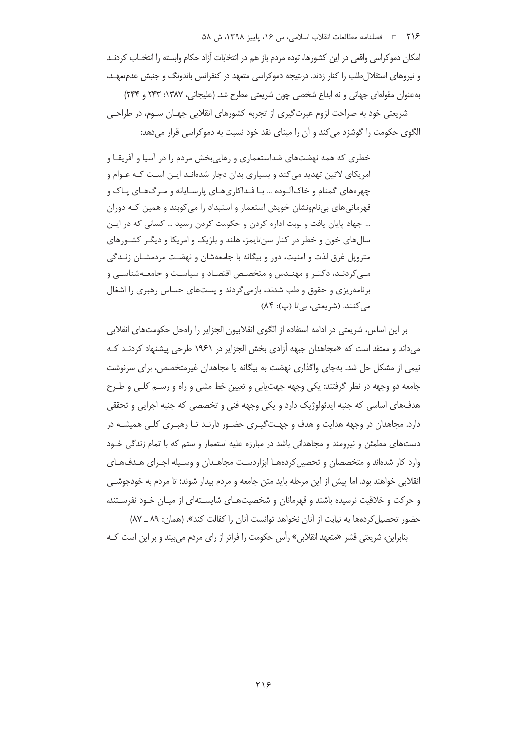امکان دموکراسی واقعی در این کشورها، توده مردم باز هم در انتخابات آزاد حکام وابسته را انتخـاب کردنـد و نیروهای استقلال‌طلب را کنار زدند. درنتیجه دموکراسی متعهد در کنفرانس باندونگ و جنبش عدم‌تعهـد، به‌عنوان مقوله‌ای جهانی و نه ابداع شخصی چون شریعتی مطرح شد. (علیجانی، ۱۳۸۷: ۲۴۳ و ۲۴۴)

شریعتی خود به صراحت لزوم عبرت‌گیری از تجربه کشورهای انقلابی جهـان سـوم، در طراحـی الگوی حکومت را گوشزد می‌کند و آن را مبنای نقد خود نسبت به دموکراسی قرار می‌دهد:

> خطری که همه نهضت‌های ضداستعماری و رهایی‌بخش مردم را در آسیا و آفریقـا و امریکای لاتین تهدید می‌کند و بسیاری بدان دچار شده‌انـد ایـن اسـت کـه عـوام و چهره‌های گمنام و خاک‌آلـوده ... بـا فـداکاری‌هـای پارسـایانه و مـرگ‌هـای پـاک و قهرمانی‌های بی‌نام‌ونشان خویش استعمار و استبداد را می‌کوبند و همین کـه دوران ... جهاد پایان یافت و نوبت اداره کردن و حکومت کردن رسید ... کسانی که در ایـن سال‌های خون و خطر در کنار سن‌تایمز، هلند و بلژیک و امریکا و دیگـر کشـورهای متروپل غرق لذت و امنیت، دور و بیگانه با جامعه‌شان و نهضـت مردمشـان زنـدگی مـی‌کردنـد، دکتـر و مهنـدس و متخصـص اقتصـاد و سیاسـت و جامعـه‌شناسـی و برنامه‌ریزی و حقوق و طب شدند، بازمی‌گردند و پست‌های حساس رهبری را اشغال می‌کنند. (شریعتی، بی‌تا (پ): ۸۴)

بر این اساس، شریعتی در ادامه استفاده از الگوی انقلابیون الجزایر را راه‌حل حکومت‌های انقلابی می‌داند و معتقد است که «مجاهدان جبهه آزادی بخش الجزایر در ۱۹۶۱ طرحی پیشنهاد کردنـد کـه نیمی از مشکل حل شد. به‌جای واگذاری نهضت به بیگانه یا مجاهدان غیرمتخصص، برای سرنوشت جامعه دو وجهه در نظر گرفتند: یکی وجهه جهت‌یابی و تعیین خط مشی و راه و رسـم کلـی و طـرح هدف‌های اساسی که جنبه ایدئولوژیک دارد و یکی وجهه فنی و تخصصی که جنبه اجرایی و تحققی دارد. مجاهدان در وجهه هدایت و هدف و جهـت‌گیـری حضـور دارنـد تـا رهبـری کلـی همیشـه در دست‌های مطمئن و نیرومند و مجاهدانی باشد در مبارزه علیه استعمار و ستم که با تمام زندگی خـود وارد کار شده‌اند و متخصصان و تحصیل‌کرده‌هـا ابزاردسـت مجاهـدان و وسـیله اجـرای هـدف‌هـای انقلابی خواهند بود. اما پیش از این مرحله باید متن جامعه و مردم بیدار شوند؛ تا مردم به خودجوشـی و حرکت و خلاقیت نرسیده باشند و قهرمانان و شخصیت‌هـای شایسـته‌ای از میـان خـود نفرسـتند، حضور تحصیل‌کرده‌ها به نیابت از آنان نخواهد توانست آنان را کفالت کند». (همان: ۸۹ ـ ۸۷)

بنابراین، شریعتی قشر «متعهد انقلابی» رأس حکومت را فراتر از رای مردم می‌بیند و بر این است کـه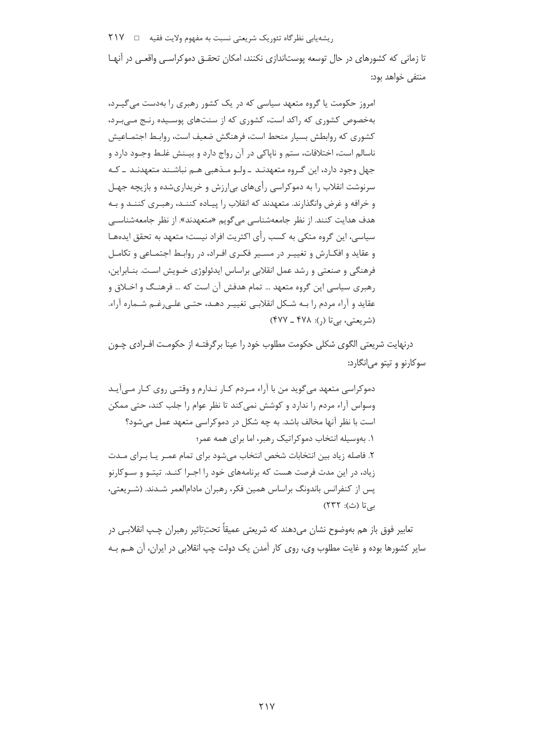تا زمانی که کشورهای در حال توسعه پوست‌اندازی نکنند، امکان تحقق دموکراسی واقعی در آنها منتفی خواهد بود:

> امروز حکومت یا گروه متعهد سیاسی که در یک کشور رهبری را به‌دست می‌گیرد، به‌خصوص کشوری که راکد است، کشوری که از سنت‌های پوسیده رنج می‌برد، کشوری که روابطش بسیار منحط است، فرهنگش ضعیف است، روابط اجتماعیش ناسالم است، اختلافات، ستم و ناپاکی در آن رواج دارد و بینش غلط وجود دارد و جهل وجود دارد، این گروه متعهدند ـ ولو مذهبی هم نباشند متعهدند ـ که سرنوشت انقلاب را به دموکراسی رأی‌های بی‌ارزش و خریداری‌شده و بازیچه جهل و خرافه و غرض وانگذارند. متعهدند که انقلاب را پیاده کنند، رهبری کنند و به هدف هدایت کنند. از نظر جامعه‌شناسی می‌گویم «متعهدند». از نظر جامعه‌شناسی سیاسی، این گروه متکی به کسب رأی اکثریت افراد نیست؛ متعهد به تحقق ایده‌ها و عقاید و افکارش و تغییر در مسیر فکری افراد، در روابط اجتماعی و تکامل فرهنگی و صنعتی و رشد عمل انقلابی براساس ایدئولوژی خویش است. بنابراین، رهبری سیاسی این گروه متعهد ... تمام هدفش آن است که ... فرهنگ و اخلاق و عقاید و آراء مردم را به شکل انقلابی تغییر دهد، حتی علی‌رغم شماره آراء. (شریعتی، بی‌تا (ر): ۴۷۸ ـ ۴۷۷)

درنهایت شریعتی الگوی شکلی حکومت مطلوب خود را عینا برگرفته از حکومت افرادی چون سوکارنو و تیتو می‌انگارد:

> دموکراسی متعهد می‌گوید من با آراء مردم کار ندارم و وقتی روی کار می‌آید وسواس آراء مردم را ندارد و کوشش نمی‌کند تا نظر عوام را جلب کند، حتی ممکن است با نظر آنها مخالف باشد. به چه شکل در دموکراسی متعهد عمل می‌شود؟
>
> ۱. به‌وسیله انتخاب دموکراتیک رهبر، اما برای همه عمر؛
>
> ۲. فاصله زیاد بین انتخابات شخص انتخاب می‌شود برای تمام عمر یا برای مدت زیاد، در این مدت فرصت هست که برنامه‌های خود را اجرا کند. تیتو و سوکارنو پس از کنفرانس باندونگ براساس همین فکر، رهبران مادام‌العمر شدند. (شریعتی، بی‌تا (ث): ۲۳۲)

تعابیر فوق باز هم به‌وضوح نشان می‌دهند که شریعتی عمیقاً تحت‌تاثیر رهبران چپ انقلابی در سایر کشورها بوده و غایت مطلوب وی، روی کار آمدن یک دولت چپ انقلابی در ایران، آن هم به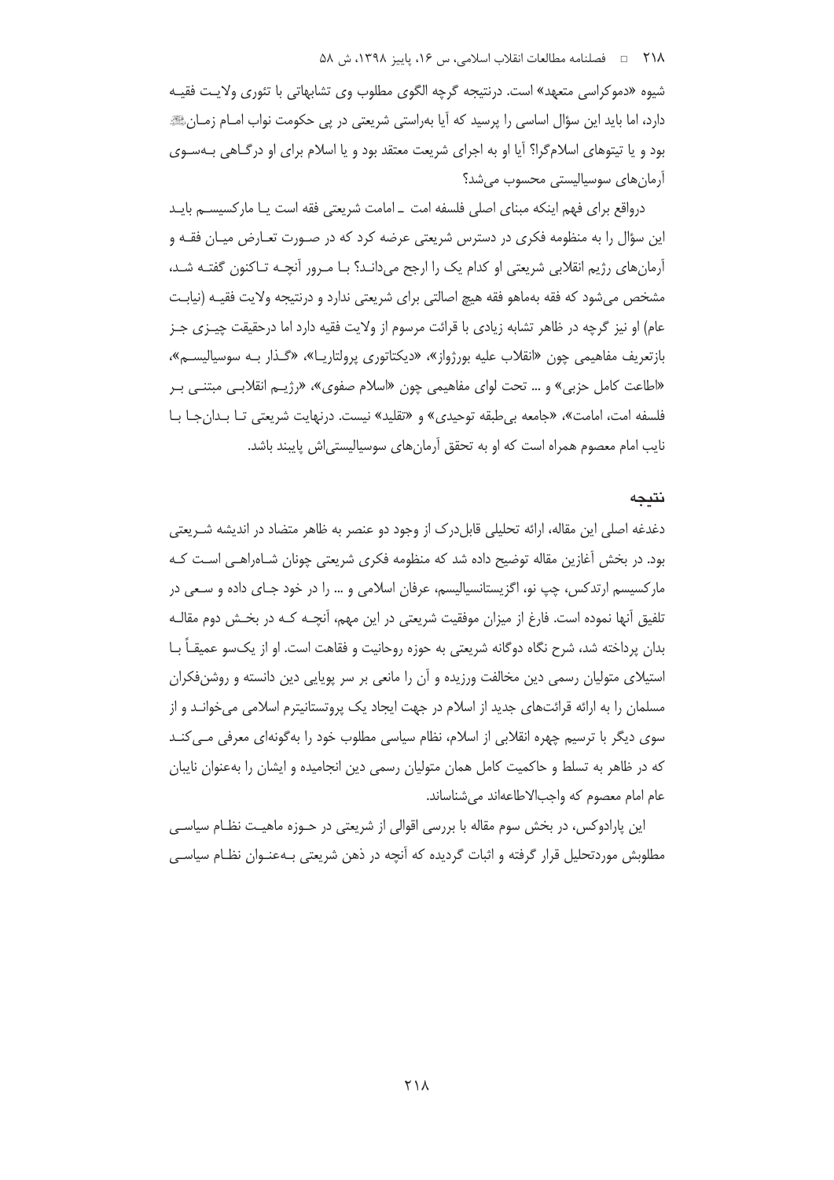شیوه «دموکراسی متعهد» است. درنتیجه گرچه الگوی مطلوب وی تشابهاتی با تئوری ولایت فقیه دارد، اما باید این سؤال اساسی را پرسید که آیا به‌راستی شریعتی در پی حکومت نواب امام زمان‌ﷺ بود و یا تیتوهای اسلام‌گرا؟ آیا او به اجرای شریعت معتقد بود و یا اسلام برای او درگاهی به‌سوی آرمان‌های سوسیالیستی محسوب می‌شد؟

درواقع برای فهم اینکه مبنای اصلی فلسفه امت ـ امامت شریعتی فقه است یا مارکسیسم باید این سؤال را به منظومه فکری در دسترس شریعتی عرضه کرد که در صورت تعارض میان فقه و آرمان‌های رژیم انقلابی شریعتی او کدام یک را ارجح می‌داند؟ با مرور آنچه تاکنون گفته شد، مشخص می‌شود که فقه به‌ماهو فقه هیچ اصالتی برای شریعتی ندارد و درنتیجه ولایت فقیه (نیابت عام) او نیز گرچه در ظاهر تشابه زیادی با قرائت مرسوم از ولایت فقیه دارد اما درحقیقت چیزی جز بازتعریف مفاهیمی چون «انقلاب علیه بورژواز»، «دیکتاتوری پرولتاریا»، «گذار به سوسیالیسم»، «اطاعت کامل حزبی» و ... تحت لوای مفاهیمی چون «اسلام صفوی»، «رژیم انقلابی مبتنی بر فلسفه امت، امامت»، «جامعه بی‌طبقه توحیدی» و «تقلید» نیست. درنهایت شریعتی تا بدان‌جا با نایب امام معصوم همراه است که او به تحقق آرمان‌های سوسیالیستی‌اش پایبند باشد.

## نتیجه

دغدغه اصلی این مقاله، ارائه تحلیلی قابل‌درک از وجود دو عنصر به ظاهر متضاد در اندیشه شریعتی بود. در بخش آغازین مقاله توضیح داده شد که منظومه فکری شریعتی چونان شاه‌راهی است که مارکسیسم ارتدکس، چپ نو، اگزیستانسیالیسم، عرفان اسلامی و ... را در خود جای داده و سعی در تلفیق آنها نموده است. فارغ از میزان موفقیت شریعتی در این مهم، آنچه که در بخش دوم مقاله بدان پرداخته شد، شرح نگاه دوگانه شریعتی به حوزه روحانیت و فقاهت است. او از یک‌سو عمیقاً با استیلای متولیان رسمی دین مخالفت ورزیده و آن را مانعی بر سر پویایی دین دانسته و روشن‌فکران مسلمان را به ارائه قرائت‌های جدید از اسلام در جهت ایجاد یک پروتستانتیزم اسلامی می‌خواند و از سوی دیگر با ترسیم چهره انقلابی از اسلام، نظام سیاسی مطلوب خود را به‌گونه‌ای معرفی می‌کند که در ظاهر به تسلط و حاکمیت کامل همان متولیان رسمی دین انجامیده و ایشان را به‌عنوان نایبان عام امام معصوم که واجب‌الاطاعه‌اند می‌شناساند.

این پارادوکس، در بخش سوم مقاله با بررسی اقوالی از شریعتی در حوزه ماهیت نظام سیاسی مطلوبش موردتحلیل قرار گرفته و اثبات گردیده که آنچه در ذهن شریعتی به‌عنوان نظام سیاسی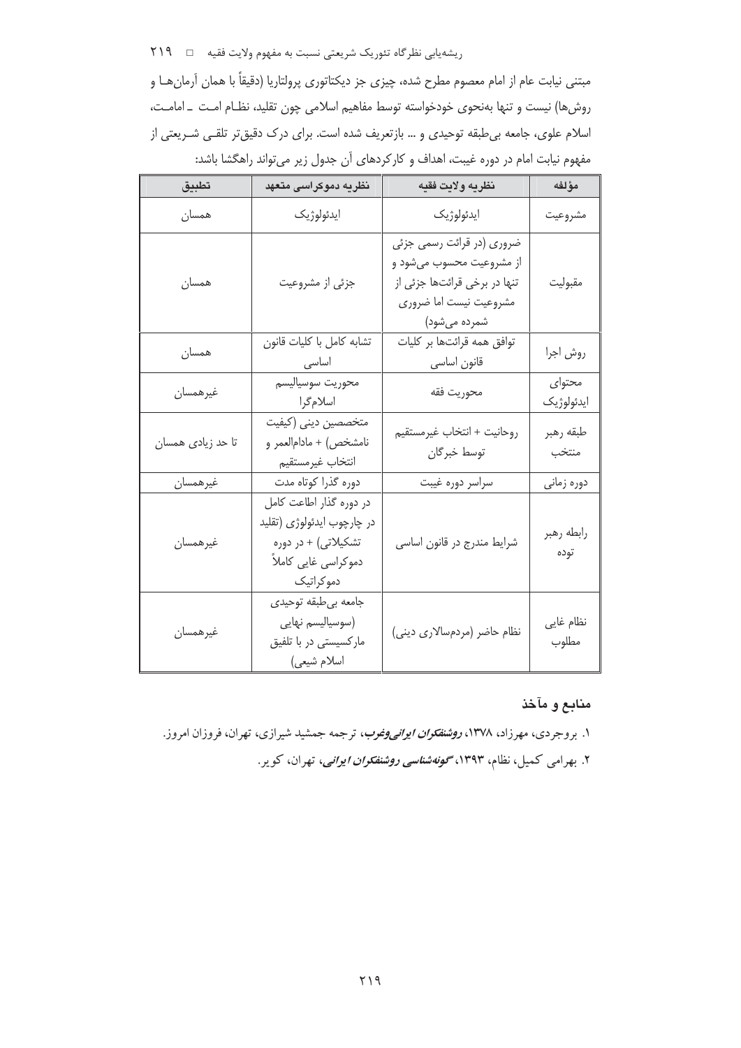مبتنی نیابت عام از امام معصوم مطرح شده، چیزی جز دیکتاتوری پرولتاریا (دقیقاً با همان آرمان‌ها و روش‌ها) نیست و تنها به‌نحوی خودخواسته توسط مفاهیم اسلامی چون تقلید، نظام امت ـ امامت، اسلام علوی، جامعه بی‌طبقه توحیدی و ... بازتعریف شده است. برای درک دقیق‌تر تلقی شریعتی از مفهوم نیابت امام در دوره غیبت، اهداف و کارکردهای آن جدول زیر می‌تواند راهگشا باشد:

| مؤلفه | نظریه ولایت فقیه | نظریه دموکراسی متعهد | تطبیق |
|---|---|---|---|
| مشروعیت | ایدئولوژیک | ایدئولوژیک | همسان |
| مقبولیت | ضروری (در قرائت رسمی جزئی از مشروعیت محسوب می‌شود و تنها در برخی قرائت‌ها جزئی از مشروعیت نیست اما ضروری شمرده می‌شود) | جزئی از مشروعیت | همسان |
| روش اجرا | توافق همه قرائت‌ها بر کلیات قانون اساسی | تشابه کامل با کلیات قانون اساسی | همسان |
| محتوای ایدئولوژیک | محوریت فقه | محوریت سوسیالیسم اسلام‌گرا | غیرهمسان |
| طبقه رهبر منتخب | روحانیت + انتخاب غیرمستقیم توسط خبرگان | متخصصین دینی (کیفیت نامشخص) + مادام‌العمر و انتخاب غیرمستقیم | تا حد زیادی همسان |
| دوره زمانی | سراسر دوره غیبت | دوره گذرا کوتاه مدت | غیرهمسان |
| رابطه رهبر توده | شرایط مندرج در قانون اساسی | در دوره گذار اطاعت کامل در چارچوب ایدئولوژی (تقلید تشکیلاتی) + در دوره دموکراسی غایی کاملاً دموکراتیک | غیرهمسان |
| نظام غایی مطلوب | نظام حاضر (مردم‌سالاری دینی) | جامعه بی‌طبقه توحیدی (سوسیالیسم نهایی مارکسیستی در با تلفیق اسلام شیعی) | غیرهمسان |

## منابع و مآخذ

۱. بروجردی، مهرزاد، ۱۳۷۸، ***روشنفکران ایرانی‌وغرب***، ترجمه جمشید شیرازی، تهران، فروزان امروز.

۲. بهرامی کمیل، نظام، ۱۳۹۳، ***گونه‌شناسی روشنفکران ایرانی***، تهران، کویر.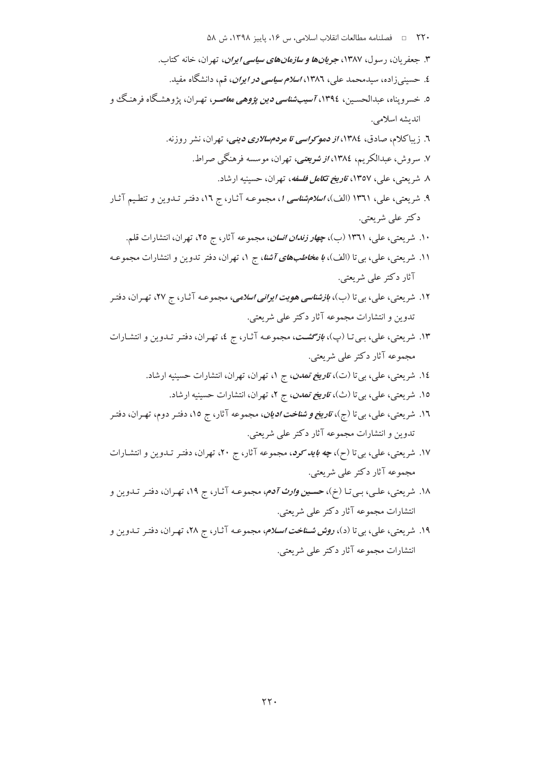۳. جعفریان، رسول، ۱۳۸۷، ***جریان‌ها و سازمان‌های سیاسی ایران***، تهران، خانه کتاب.

٤. حسینی‌زاده، سیدمحمد علی، ١٣٨٦، ***اسلام سیاسی در ایران***، قم، دانشگاه مفید.

٥. خسروپناه، عبدالحسین، ١٣٩٤، ***آسیب‌شناسی دین پژوهی معاصر***، تهران، پژوهشگاه فرهنگ و اندیشه اسلامی.

٦. زیباکلام، صادق، ١٣٨٤، ***از دموکراسی تا مردم‌سالاری دینی***، تهران، نشر روزنه.

٧. سروش، عبدالکریم، ١٣٨٤، ***از شریعتی***، تهران، موسسه فرهنگی صراط.

٨. شریعتی، علی، ١٣٥٧، ***تاریخ تکامل فلسفه***، تهران، حسینیه ارشاد.

٩. شریعتی، علی، ١٣٦١ (الف)، ***اسلام‌شناسی ۱***، مجموعه آثار، ج ١٦، دفتر تدوین و تنظیم آثار دکتر علی شریعتی.

١٠. شریعتی، علی، ١٣٦١ (ب)، ***چهار زندان انسان***، مجموعه آثار، ج ۲۵، تهران، انتشارات قلم.

١١. شریعتی، علی، بی تا (الف)، ***با مخاطب‌های آشنا***، ج ١، تهران، دفتر تدوین و انتشارات مجموعه آثار دکتر علی شریعتی.

١٢. شریعتی، علی، بی تا (ب)، ***بازشناسی هویت ایرانی اسلامی***، مجموعه آثار، ج ٢٧، تهران، دفتر تدوین و انتشارات مجموعه آثار دکتر علی شریعتی.

١٣. شریعتی، علی، بی تا (پ)، ***بازگشت***، مجموعه آثار، ج ٤، تهران، دفتر تدوین و انتشارات مجموعه آثار دکتر علی شریعتی.

١٤. شریعتی، علی، بی تا (ت)، ***تاریخ تمدن***، ج ١، تهران، تهران، انتشارات حسینیه ارشاد.

١٥. شریعتی، علی، بی تا (ث)، ***تاریخ تمدن***، ج ٢، تهران، انتشارات حسینیه ارشاد.

١٦. شریعتی، علی، بی تا (ج)، ***تاریخ و شناخت ادیان***، مجموعه آثار، ج ١٥، دفتر دوم، تهران، دفتر تدوین و انتشارات مجموعه آثار دکتر علی شریعتی.

١٧. شریعتی، علی، بی تا (ح)، ***چه باید کرد***، مجموعه آثار، ج ۲۰، تهران، دفتر تدوین و انتشارات مجموعه آثار دکتر علی شریعتی.

١٨. شریعتی، علی، بی تا (خ)، ***حسین وارث آدم***، مجموعه آثار، ج ١٩، تهران، دفتر تدوین و انتشارات مجموعه آثار دکتر علی شریعتی.

١٩. شریعتی، علی، بی تا (د)، ***روش شناخت اسلام***، مجموعه آثار، ج ٢٨، تهران، دفتر تدوین و انتشارات مجموعه آثار دکتر علی شریعتی.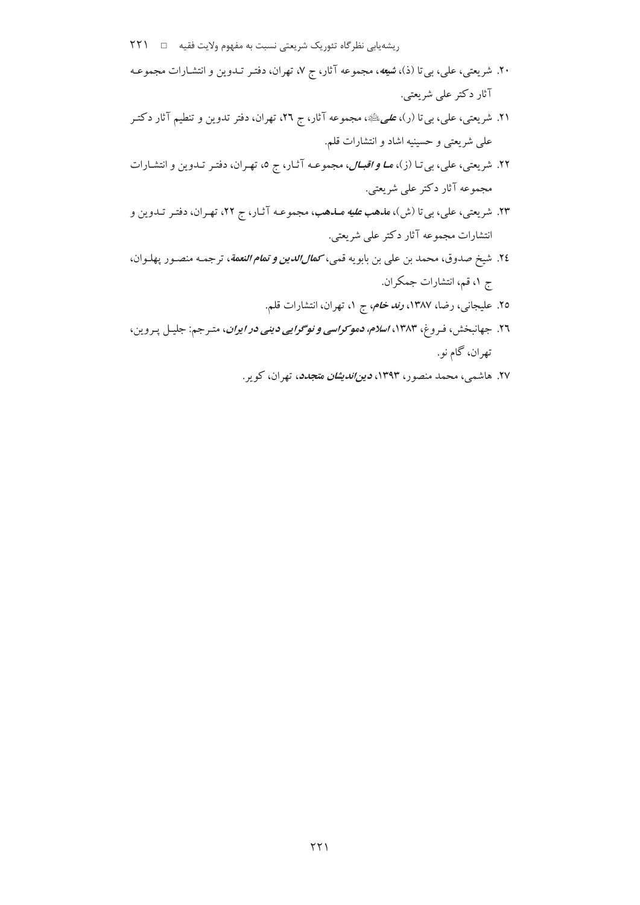۲۰. شریعتی، علی، بی‌تا (ذ)، ***شیعه***، مجموعه آثار، ج ۷، تهران، دفتر تدوین و انتشارات مجموعه آثار دکتر علی شریعتی.

۲۱. شریعتی، علی، بی‌تا (ر)، ***علی***ﷺ، مجموعه آثار، ج ۲۶، تهران، دفتر تدوین و تنظیم آثار دکتر علی شریعتی و حسینیه اشاد و انتشارات قلم.

۲۲. شریعتی، علی، بی‌تا (ز)، ***ما و اقبال***، مجموعه آثار، ج ۵، تهران، دفتر تدوین و انتشارات مجموعه آثار دکتر علی شریعتی.

۲۳. شریعتی، علی، بی‌تا (ش)، ***مذهب علیه مذهب***، مجموعه آثار، ج ۲۲، تهران، دفتر تدوین و انتشارات مجموعه آثار دکتر علی شریعتی.

۲۴. شیخ صدوق، محمد بن علی بن بابویه قمی، ***کمال‌الدین و تمام النعمة***، ترجمه منصور پهلوان، ج ۱، قم، انتشارات جمکران.

۲۵. علیجانی، رضا، ۱۳۸۷، ***رند خام***، ج ۱، تهران، انتشارات قلم.

۲۶. جهانبخش، فروغ، ۱۳۸۳، ***اسلام، دموکراسی و نوگرایی دینی در ایران***، مترجم: جلیل پروین، تهران، گام نو.

۲۷. هاشمی، محمد منصور، ۱۳۹۳، ***دین‌اندیشان متجدد***، تهران، کویر.